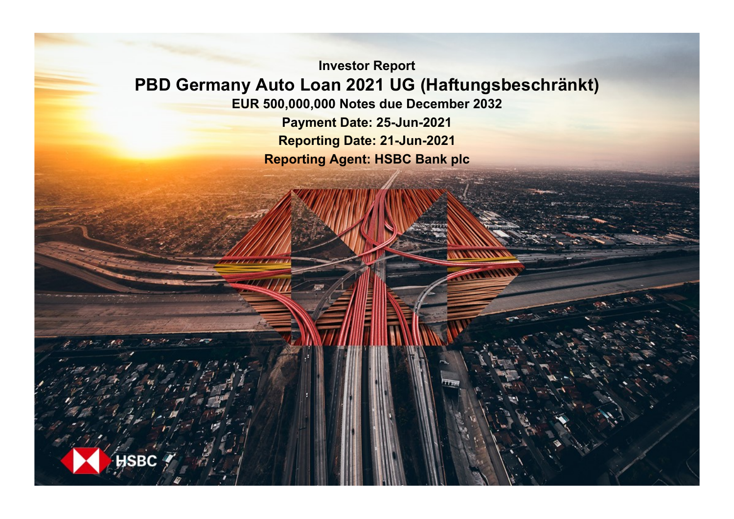# Investor Report

## PBD Germany Auto Loan 2021 UG (Haftungsbeschränkt)

**EUR 500,000,000 Notes due December 2032**

**Payment Date: 25-Jun-2021**

**Reporting Date: 21-Jun-2021**

**Reporting Agent: HSBC Bank plc**

HSBC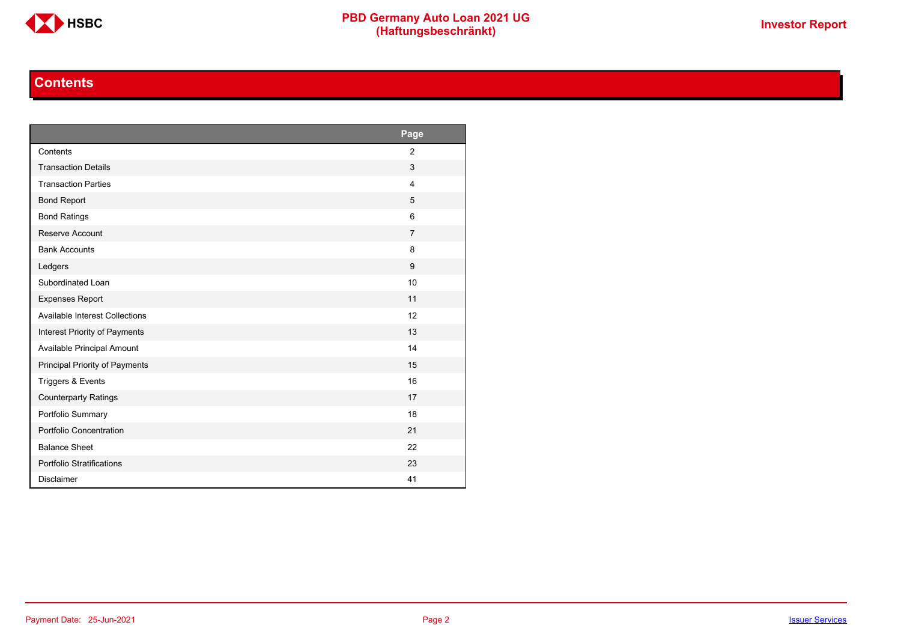## Contents

| | Page |
|---|---|
| Contents | 2 |
| Transaction Details | 3 |
| Transaction Parties | 4 |
| Bond Report | 5 |
| Bond Ratings | 6 |
| Reserve Account | 7 |
| Bank Accounts | 8 |
| Ledgers | 9 |
| Subordinated Loan | 10 |
| Expenses Report | 11 |
| Available Interest Collections | 12 |
| Interest Priority of Payments | 13 |
| Available Principal Amount | 14 |
| Principal Priority of Payments | 15 |
| Triggers & Events | 16 |
| Counterparty Ratings | 17 |
| Portfolio Summary | 18 |
| Portfolio Concentration | 21 |
| Balance Sheet | 22 |
| Portfolio Stratifications | 23 |
| Disclaimer | 41 |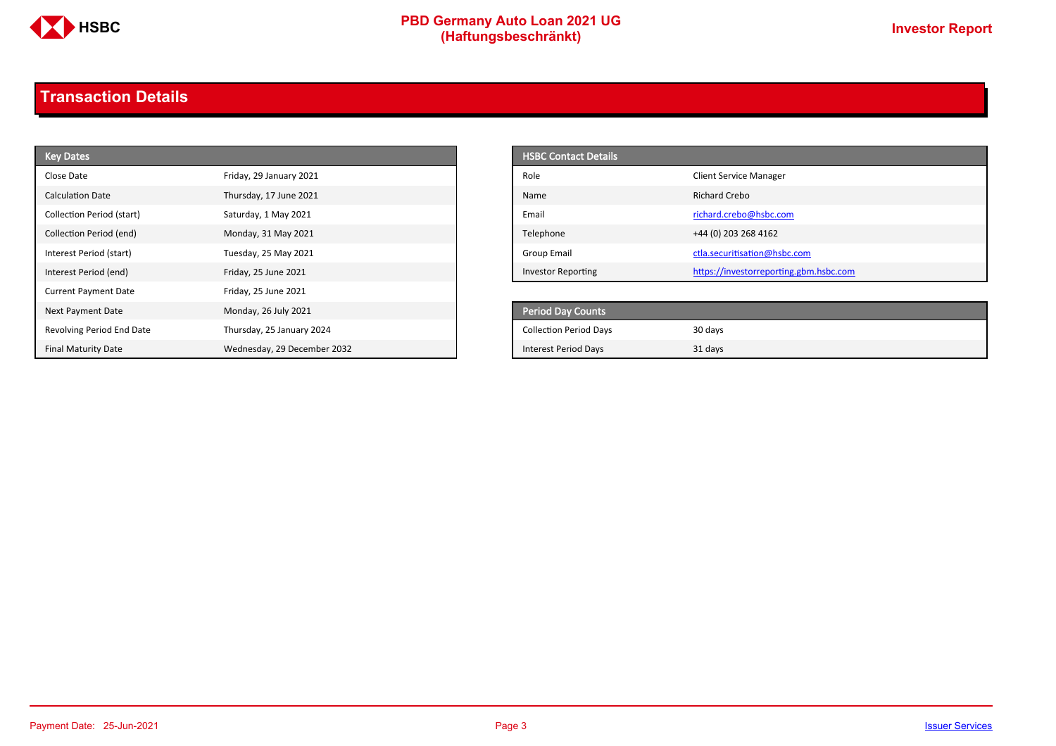# Transaction Details

| Key Dates | |
|---|---|
| Close Date | Friday, 29 January 2021 |
| Calculation Date | Thursday, 17 June 2021 |
| Collection Period (start) | Saturday, 1 May 2021 |
| Collection Period (end) | Monday, 31 May 2021 |
| Interest Period (start) | Tuesday, 25 May 2021 |
| Interest Period (end) | Friday, 25 June 2021 |
| Current Payment Date | Friday, 25 June 2021 |
| Next Payment Date | Monday, 26 July 2021 |
| Revolving Period End Date | Thursday, 25 January 2024 |
| Final Maturity Date | Wednesday, 29 December 2032 |

| HSBC Contact Details | |
|---|---|
| Role | Client Service Manager |
| Name | Richard Crebo |
| Email | richard.crebo@hsbc.com |
| Telephone | +44 (0) 203 268 4162 |
| Group Email | ctla.securitisation@hsbc.com |
| Investor Reporting | https://investorreporting.gbm.hsbc.com |

| Period Day Counts | |
|---|---|
| Collection Period Days | 30 days |
| Interest Period Days | 31 days |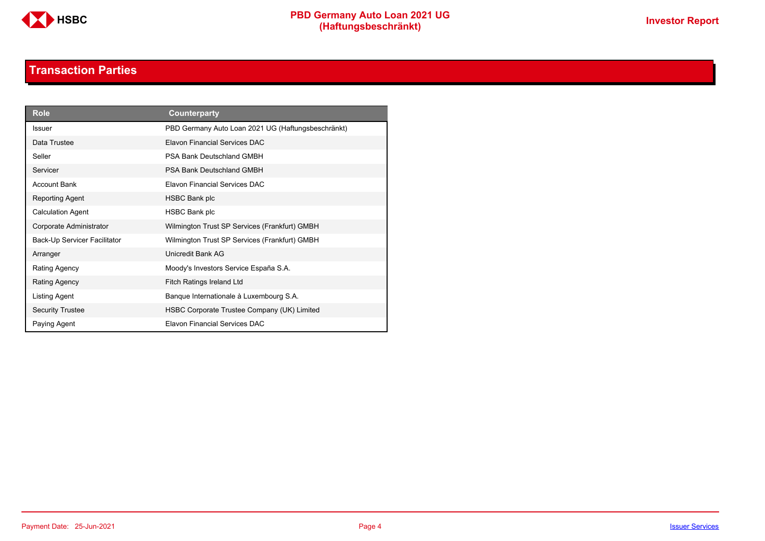## Transaction Parties

| Role | Counterparty |
|---|---|
| Issuer | PBD Germany Auto Loan 2021 UG (Haftungsbeschränkt) |
| Data Trustee | Elavon Financial Services DAC |
| Seller | PSA Bank Deutschland GMBH |
| Servicer | PSA Bank Deutschland GMBH |
| Account Bank | Elavon Financial Services DAC |
| Reporting Agent | HSBC Bank plc |
| Calculation Agent | HSBC Bank plc |
| Corporate Administrator | Wilmington Trust SP Services (Frankfurt) GMBH |
| Back-Up Servicer Facilitator | Wilmington Trust SP Services (Frankfurt) GMBH |
| Arranger | Unicredit Bank AG |
| Rating Agency | Moody's Investors Service España S.A. |
| Rating Agency | Fitch Ratings Ireland Ltd |
| Listing Agent | Banque Internationale à Luxembourg S.A. |
| Security Trustee | HSBC Corporate Trustee Company (UK) Limited |
| Paying Agent | Elavon Financial Services DAC |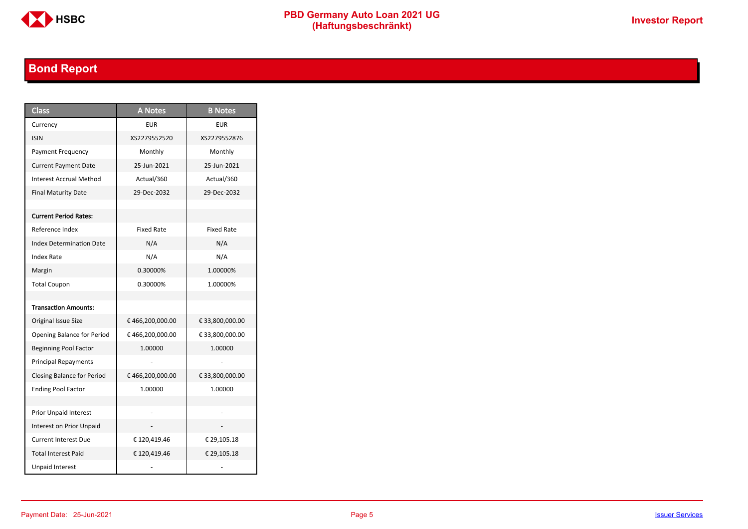## Bond Report

| Class | A Notes | B Notes |
|---|---|---|
| Currency | EUR | EUR |
| ISIN | XS2279552520 | XS2279552876 |
| Payment Frequency | Monthly | Monthly |
| Current Payment Date | 25-Jun-2021 | 25-Jun-2021 |
| Interest Accrual Method | Actual/360 | Actual/360 |
| Final Maturity Date | 29-Dec-2032 | 29-Dec-2032 |
| | | |
| **Current Period Rates:** | | |
| Reference Index | Fixed Rate | Fixed Rate |
| Index Determination Date | N/A | N/A |
| Index Rate | N/A | N/A |
| Margin | 0.30000% | 1.00000% |
| Total Coupon | 0.30000% | 1.00000% |
| | | |
| **Transaction Amounts:** | | |
| Original Issue Size | € 466,200,000.00 | € 33,800,000.00 |
| Opening Balance for Period | € 466,200,000.00 | € 33,800,000.00 |
| Beginning Pool Factor | 1.00000 | 1.00000 |
| Principal Repayments | - | - |
| Closing Balance for Period | € 466,200,000.00 | € 33,800,000.00 |
| Ending Pool Factor | 1.00000 | 1.00000 |
| | | |
| Prior Unpaid Interest | - | - |
| Interest on Prior Unpaid | - | - |
| Current Interest Due | € 120,419.46 | € 29,105.18 |
| Total Interest Paid | € 120,419.46 | € 29,105.18 |
| Unpaid Interest | - | - |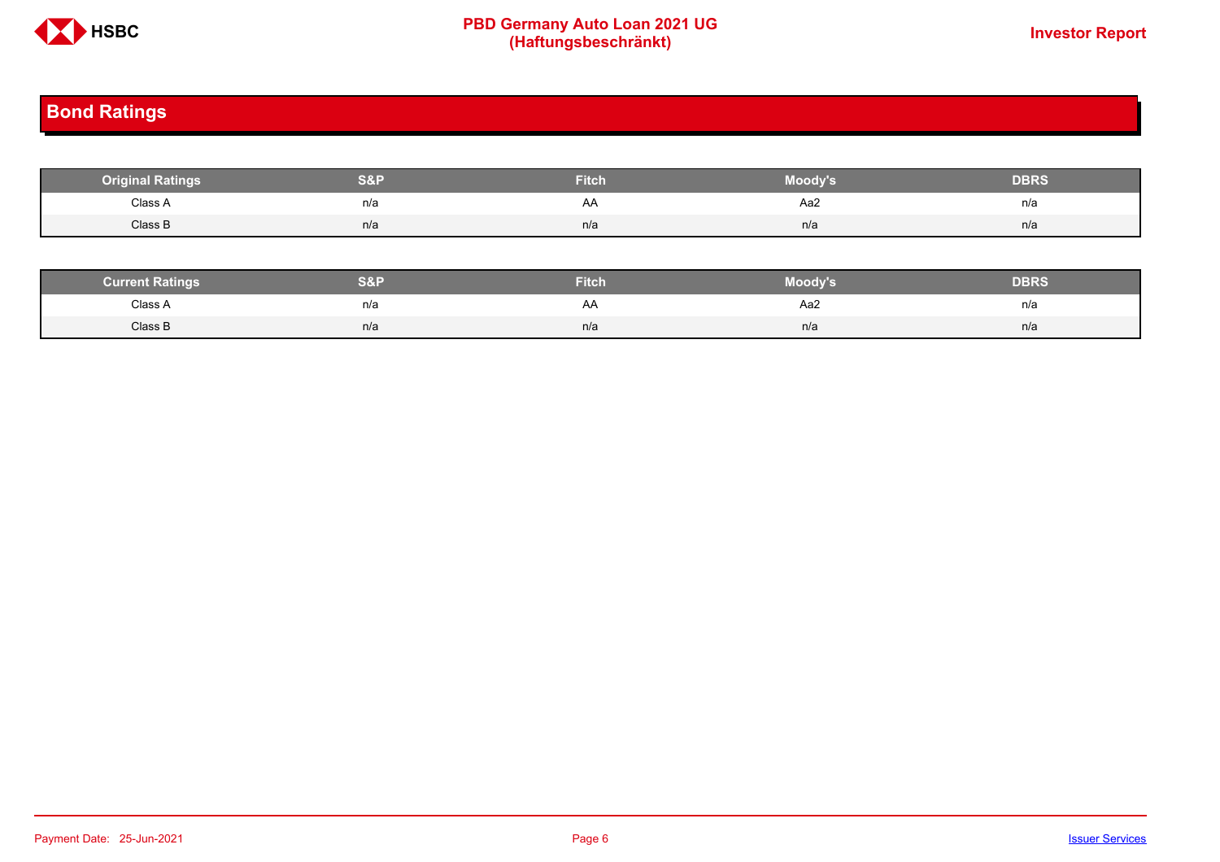## Bond Ratings

| Original Ratings | S&P | Fitch | Moody's | DBRS |
|---|---|---|---|---|
| Class A | n/a | AA | Aa2 | n/a |
| Class B | n/a | n/a | n/a | n/a |

| Current Ratings | S&P | Fitch | Moody's | DBRS |
|---|---|---|---|---|
| Class A | n/a | AA | Aa2 | n/a |
| Class B | n/a | n/a | n/a | n/a |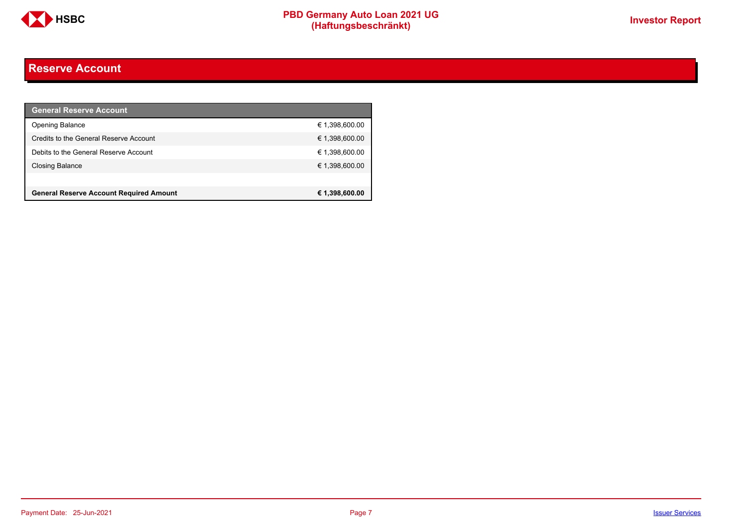## Reserve Account

| General Reserve Account | |
|---|---|
| Opening Balance | € 1,398,600.00 |
| Credits to the General Reserve Account | € 1,398,600.00 |
| Debits to the General Reserve Account | € 1,398,600.00 |
| Closing Balance | € 1,398,600.00 |
| | |
| **General Reserve Account Required Amount** | **€ 1,398,600.00** |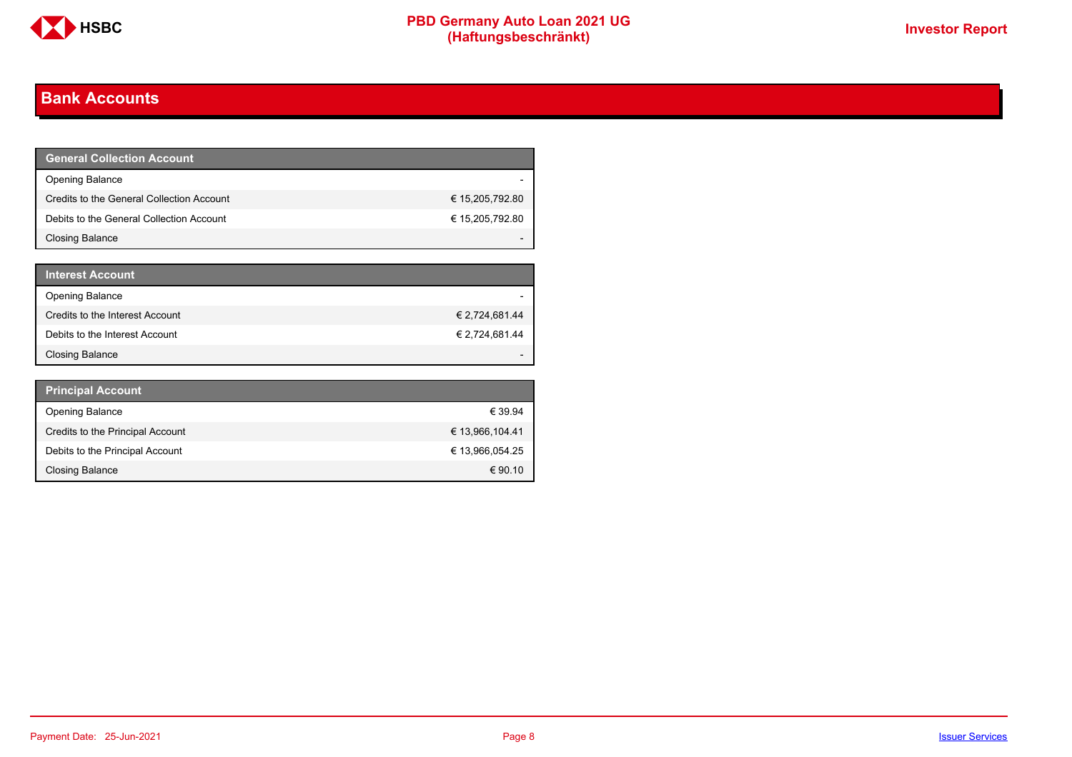# Bank Accounts

| General Collection Account | |
|---|---|
| Opening Balance | - |
| Credits to the General Collection Account | € 15,205,792.80 |
| Debits to the General Collection Account | € 15,205,792.80 |
| Closing Balance | - |

| Interest Account | |
|---|---|
| Opening Balance | - |
| Credits to the Interest Account | € 2,724,681.44 |
| Debits to the Interest Account | € 2,724,681.44 |
| Closing Balance | - |

| Principal Account | |
|---|---|
| Opening Balance | € 39.94 |
| Credits to the Principal Account | € 13,966,104.41 |
| Debits to the Principal Account | € 13,966,054.25 |
| Closing Balance | € 90.10 |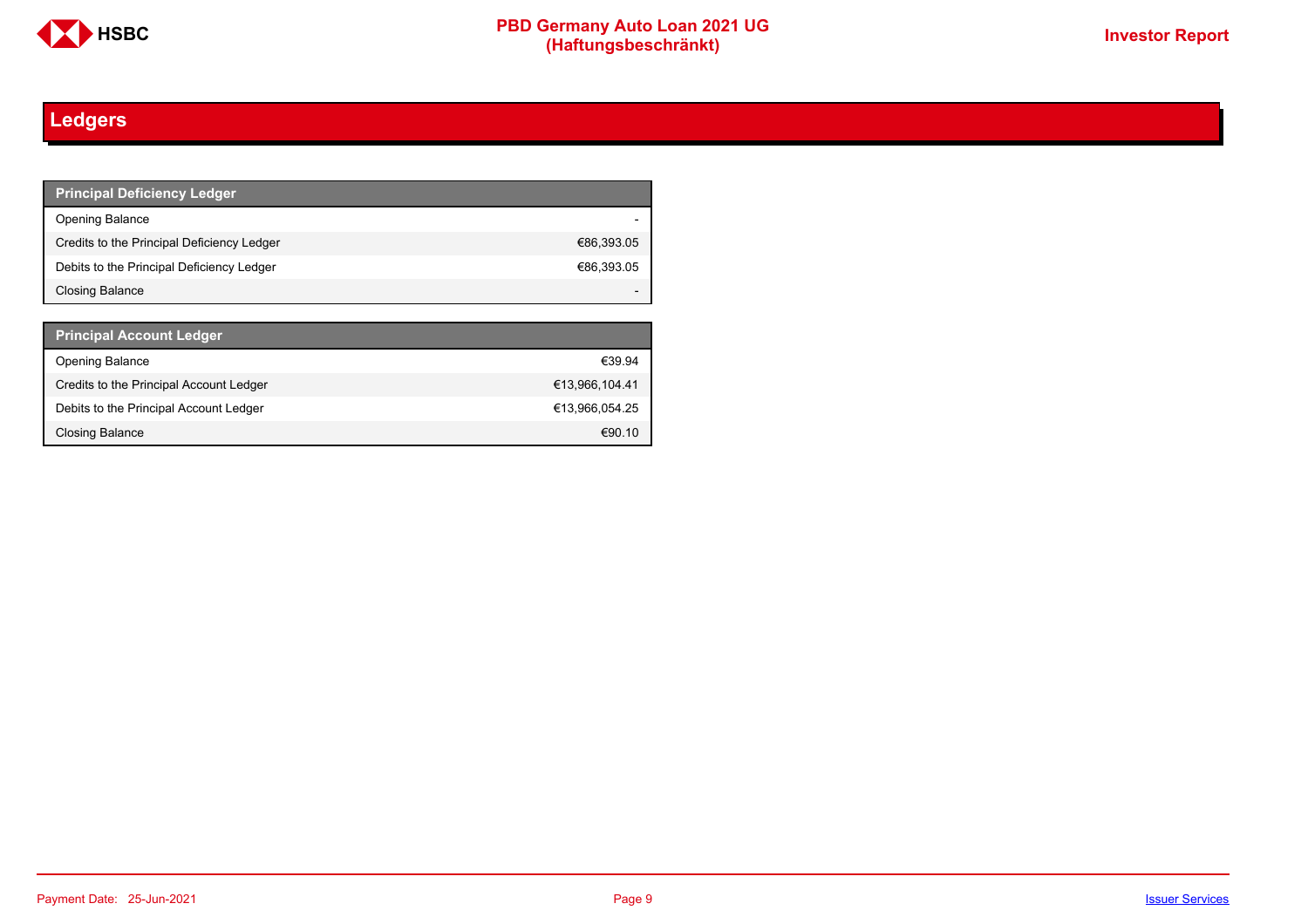# Ledgers

| Principal Deficiency Ledger | |
|---|---|
| Opening Balance | - |
| Credits to the Principal Deficiency Ledger | €86,393.05 |
| Debits to the Principal Deficiency Ledger | €86,393.05 |
| Closing Balance | - |

| Principal Account Ledger | |
|---|---|
| Opening Balance | €39.94 |
| Credits to the Principal Account Ledger | €13,966,104.41 |
| Debits to the Principal Account Ledger | €13,966,054.25 |
| Closing Balance | €90.10 |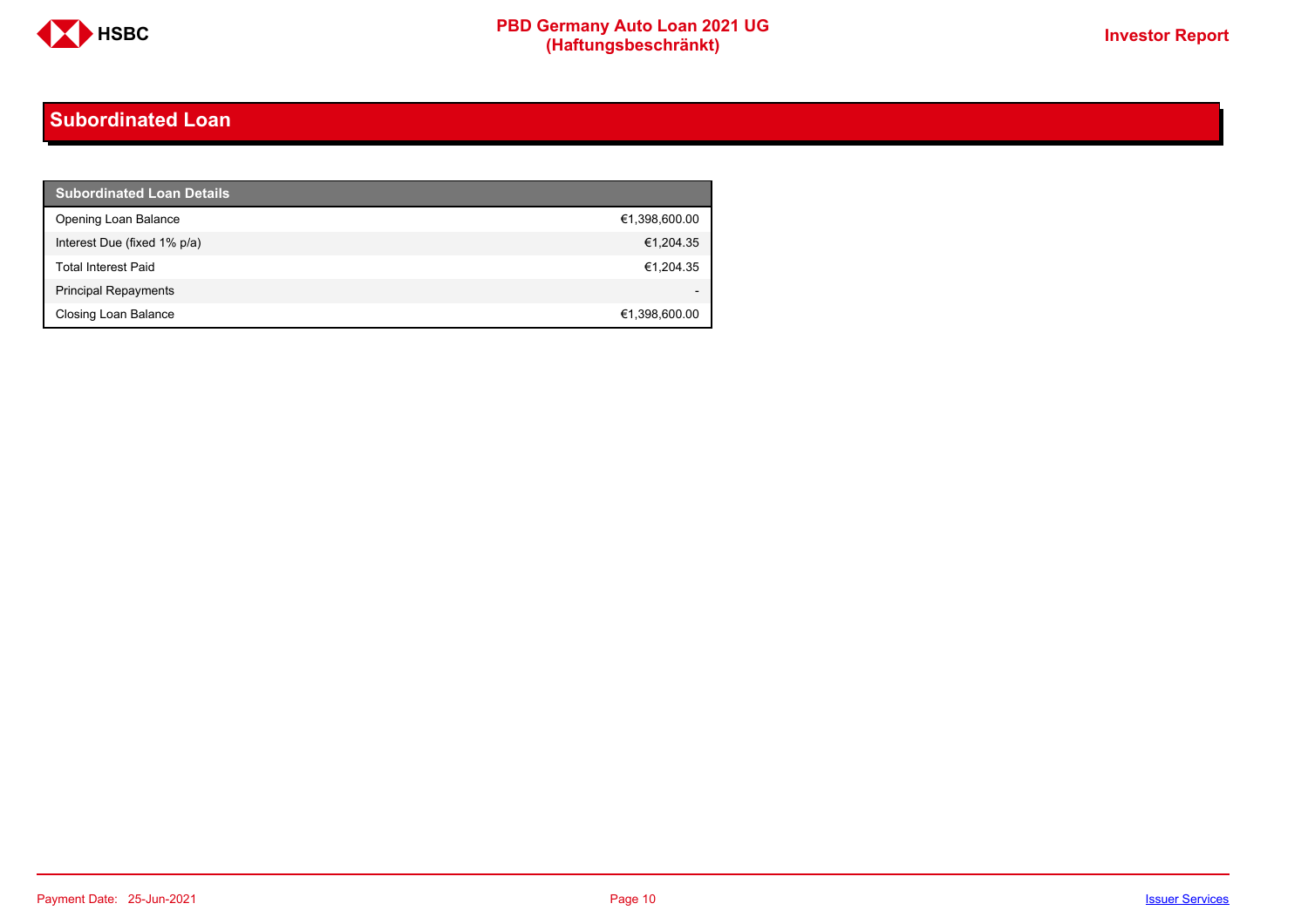# Subordinated Loan

| Subordinated Loan Details | |
|---|---|
| Opening Loan Balance | €1,398,600.00 |
| Interest Due (fixed 1% p/a) | €1,204.35 |
| Total Interest Paid | €1,204.35 |
| Principal Repayments | - |
| Closing Loan Balance | €1,398,600.00 |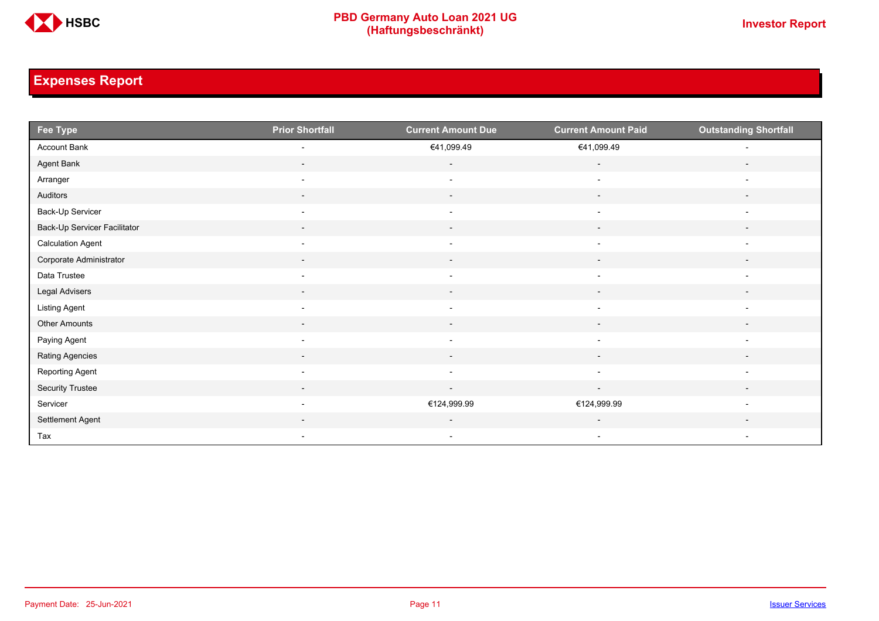## Expenses Report

| Fee Type | Prior Shortfall | Current Amount Due | Current Amount Paid | Outstanding Shortfall |
|---|---|---|---|---|
| Account Bank | - | €41,099.49 | €41,099.49 | - |
| Agent Bank | - | - | - | - |
| Arranger | - | - | - | - |
| Auditors | - | - | - | - |
| Back-Up Servicer | - | - | - | - |
| Back-Up Servicer Facilitator | - | - | - | - |
| Calculation Agent | - | - | - | - |
| Corporate Administrator | - | - | - | - |
| Data Trustee | - | - | - | - |
| Legal Advisers | - | - | - | - |
| Listing Agent | - | - | - | - |
| Other Amounts | - | - | - | - |
| Paying Agent | - | - | - | - |
| Rating Agencies | - | - | - | - |
| Reporting Agent | - | - | - | - |
| Security Trustee | - | - | - | - |
| Servicer | - | €124,999.99 | €124,999.99 | - |
| Settlement Agent | - | - | - | - |
| Tax | - | - | - | - |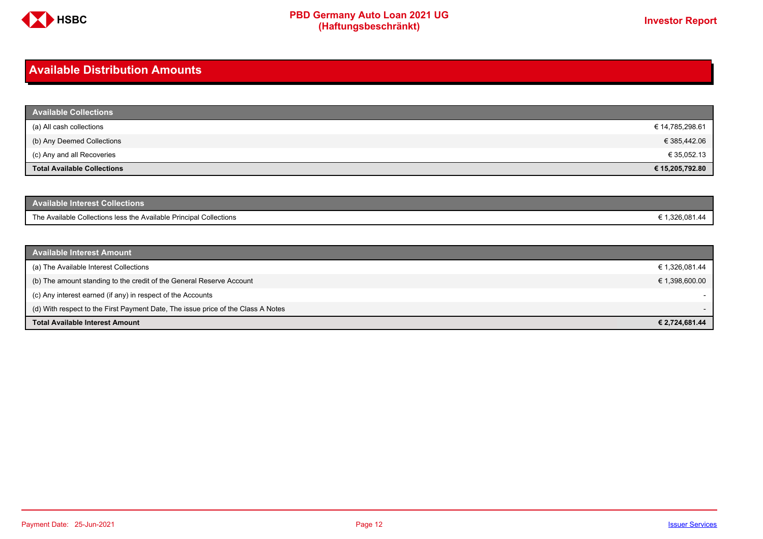# Available Distribution Amounts

| Available Collections | |
|---|---|
| (a) All cash collections | € 14,785,298.61 |
| (b) Any Deemed Collections | € 385,442.06 |
| (c) Any and all Recoveries | € 35,052.13 |
| **Total Available Collections** | **€ 15,205,792.80** |

| Available Interest Collections | |
|---|---|
| The Available Collections less the Available Principal Collections | € 1,326,081.44 |

| Available Interest Amount | |
|---|---|
| (a) The Available Interest Collections | € 1,326,081.44 |
| (b) The amount standing to the credit of the General Reserve Account | € 1,398,600.00 |
| (c) Any interest earned (if any) in respect of the Accounts | - |
| (d) With respect to the First Payment Date, The issue price of the Class A Notes | - |
| **Total Available Interest Amount** | **€ 2,724,681.44** |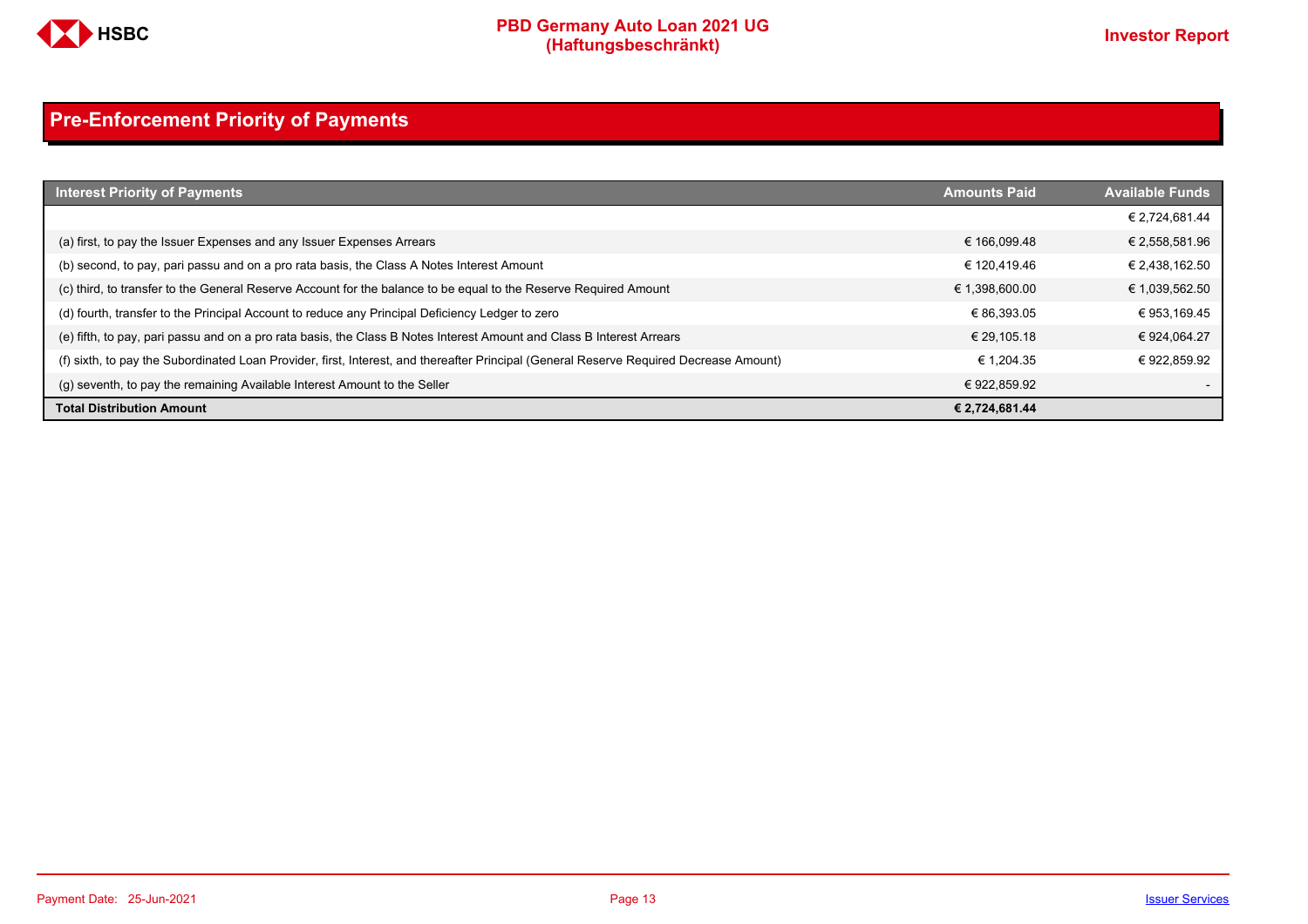## Pre-Enforcement Priority of Payments

| Interest Priority of Payments | Amounts Paid | Available Funds |
|---|---|---|
| | | € 2,724,681.44 |
| (a) first, to pay the Issuer Expenses and any Issuer Expenses Arrears | € 166,099.48 | € 2,558,581.96 |
| (b) second, to pay, pari passu and on a pro rata basis, the Class A Notes Interest Amount | € 120,419.46 | € 2,438,162.50 |
| (c) third, to transfer to the General Reserve Account for the balance to be equal to the Reserve Required Amount | € 1,398,600.00 | € 1,039,562.50 |
| (d) fourth, transfer to the Principal Account to reduce any Principal Deficiency Ledger to zero | € 86,393.05 | € 953,169.45 |
| (e) fifth, to pay, pari passu and on a pro rata basis, the Class B Notes Interest Amount and Class B Interest Arrears | € 29,105.18 | € 924,064.27 |
| (f) sixth, to pay the Subordinated Loan Provider, first, Interest, and thereafter Principal (General Reserve Required Decrease Amount) | € 1,204.35 | € 922,859.92 |
| (g) seventh, to pay the remaining Available Interest Amount to the Seller | € 922,859.92 | - |
| **Total Distribution Amount** | **€ 2,724,681.44** | |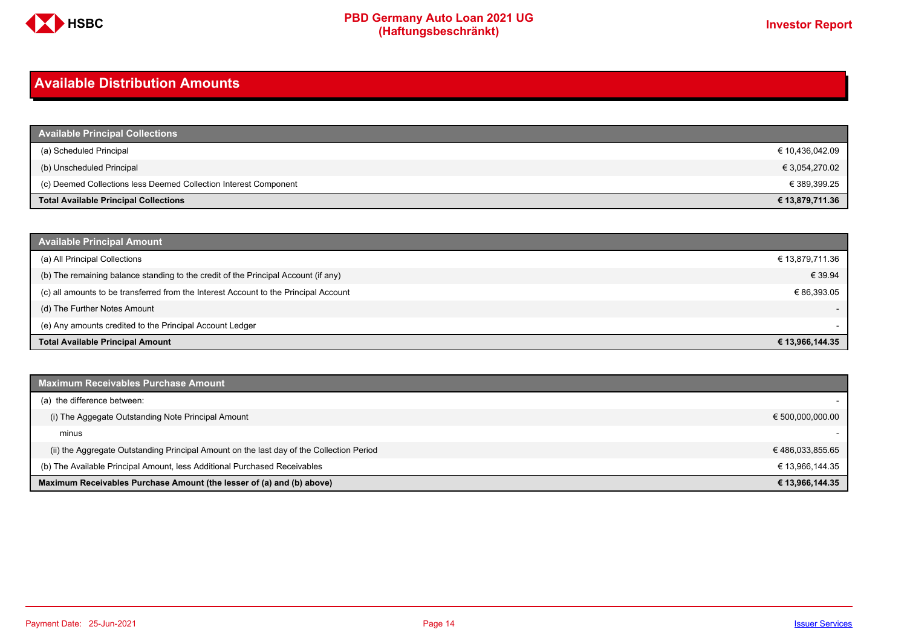# Available Distribution Amounts

| Available Principal Collections | |
|---|---|
| (a) Scheduled Principal | € 10,436,042.09 |
| (b) Unscheduled Principal | € 3,054,270.02 |
| (c) Deemed Collections less Deemed Collection Interest Component | € 389,399.25 |
| **Total Available Principal Collections** | **€ 13,879,711.36** |

| Available Principal Amount | |
|---|---|
| (a) All Principal Collections | € 13,879,711.36 |
| (b) The remaining balance standing to the credit of the Principal Account (if any) | € 39.94 |
| (c) all amounts to be transferred from the Interest Account to the Principal Account | € 86,393.05 |
| (d) The Further Notes Amount | - |
| (e) Any amounts credited to the Principal Account Ledger | - |
| **Total Available Principal Amount** | **€ 13,966,144.35** |

| Maximum Receivables Purchase Amount | |
|---|---|
| (a) the difference between: | - |
| (i) The Aggegate Outstanding Note Principal Amount | € 500,000,000.00 |
| minus | - |
| (ii) the Aggregate Outstanding Principal Amount on the last day of the Collection Period | € 486,033,855.65 |
| (b) The Available Principal Amount, less Additional Purchased Receivables | € 13,966,144.35 |
| **Maximum Receivables Purchase Amount (the lesser of (a) and (b) above)** | **€ 13,966,144.35** |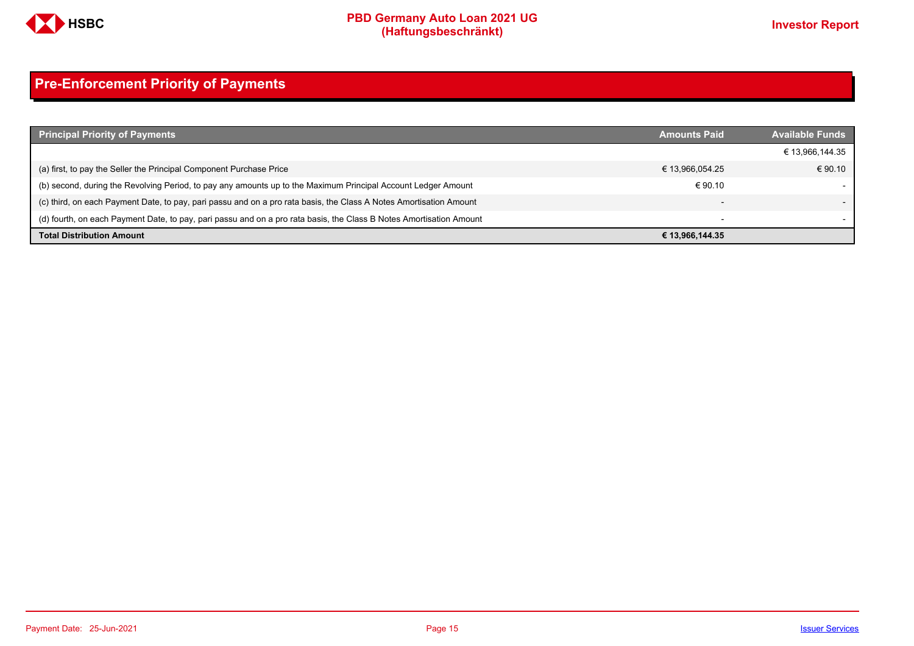## Pre-Enforcement Priority of Payments

| Principal Priority of Payments | Amounts Paid | Available Funds |
|---|---|---|
| | | € 13,966,144.35 |
| (a) first, to pay the Seller the Principal Component Purchase Price | € 13,966,054.25 | € 90.10 |
| (b) second, during the Revolving Period, to pay any amounts up to the Maximum Principal Account Ledger Amount | € 90.10 | - |
| (c) third, on each Payment Date, to pay, pari passu and on a pro rata basis, the Class A Notes Amortisation Amount | - | - |
| (d) fourth, on each Payment Date, to pay, pari passu and on a pro rata basis, the Class B Notes Amortisation Amount | - | - |
| **Total Distribution Amount** | **€ 13,966,144.35** | |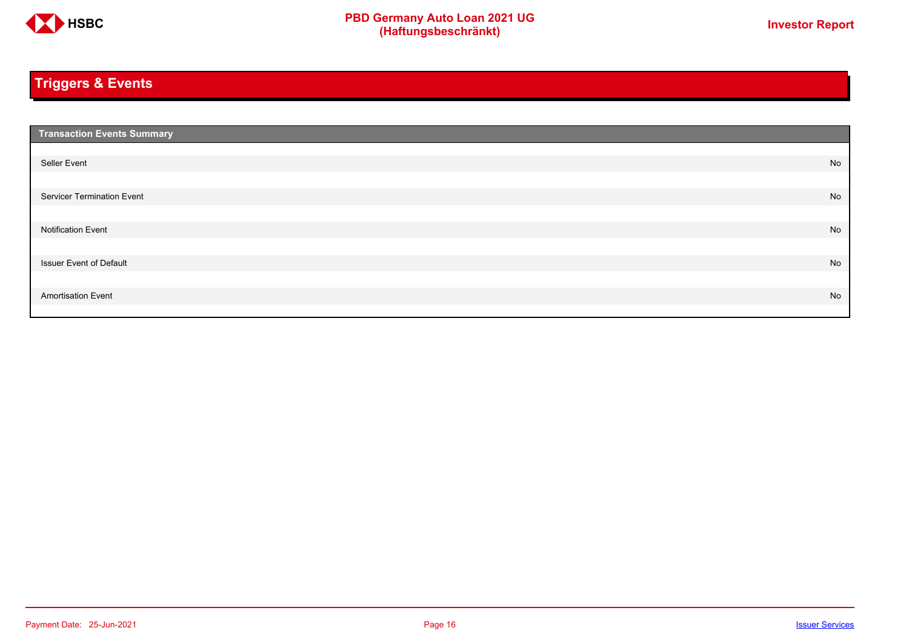## Triggers & Events

| Transaction Events Summary | |
|---|---|
| Seller Event | No |
| Servicer Termination Event | No |
| Notification Event | No |
| Issuer Event of Default | No |
| Amortisation Event | No |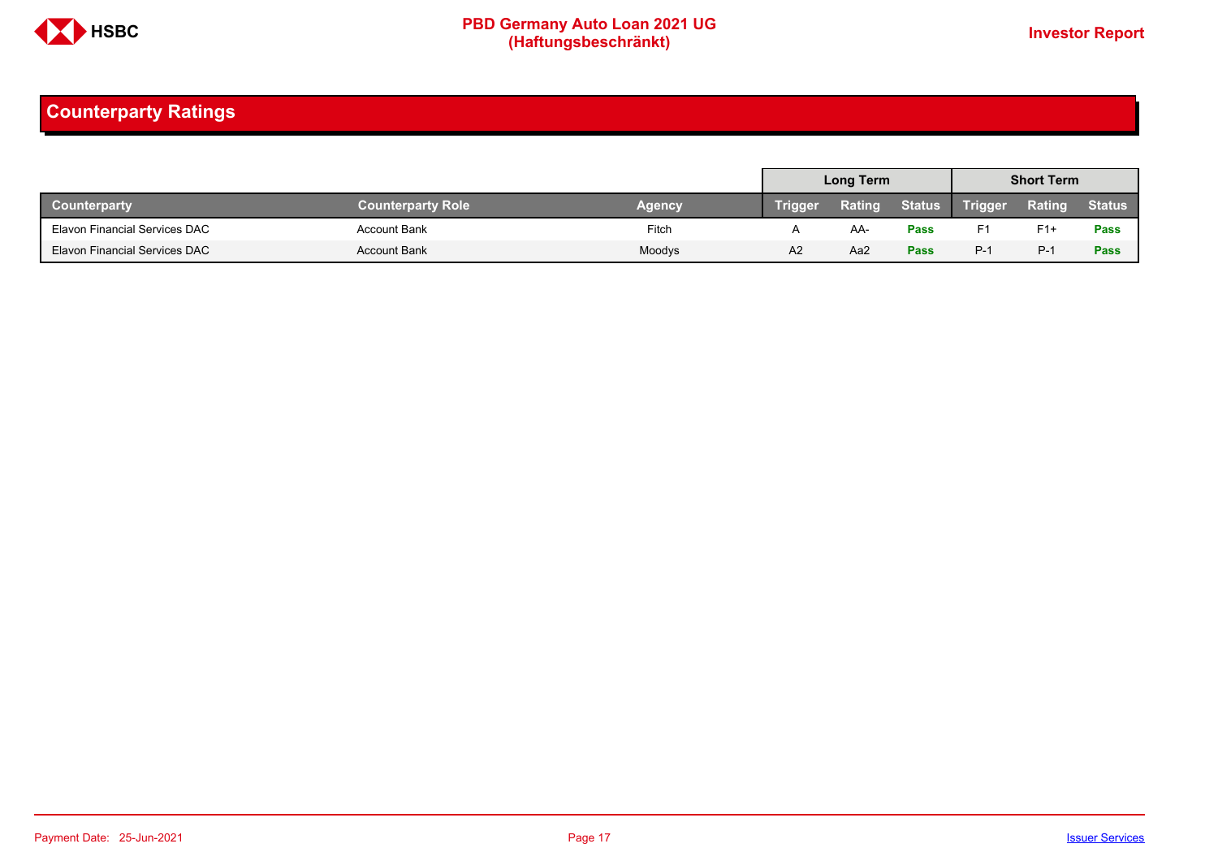## Counterparty Ratings

| | | | Long Term | | | Short Term | | |
|---|---|---|---|---|---|---|---|---|
| Counterparty | Counterparty Role | Agency | Trigger | Rating | Status | Trigger | Rating | Status |
| Elavon Financial Services DAC | Account Bank | Fitch | A | AA- | **Pass** | F1 | F1+ | **Pass** |
| Elavon Financial Services DAC | Account Bank | Moodys | A2 | Aa2 | **Pass** | P-1 | P-1 | **Pass** |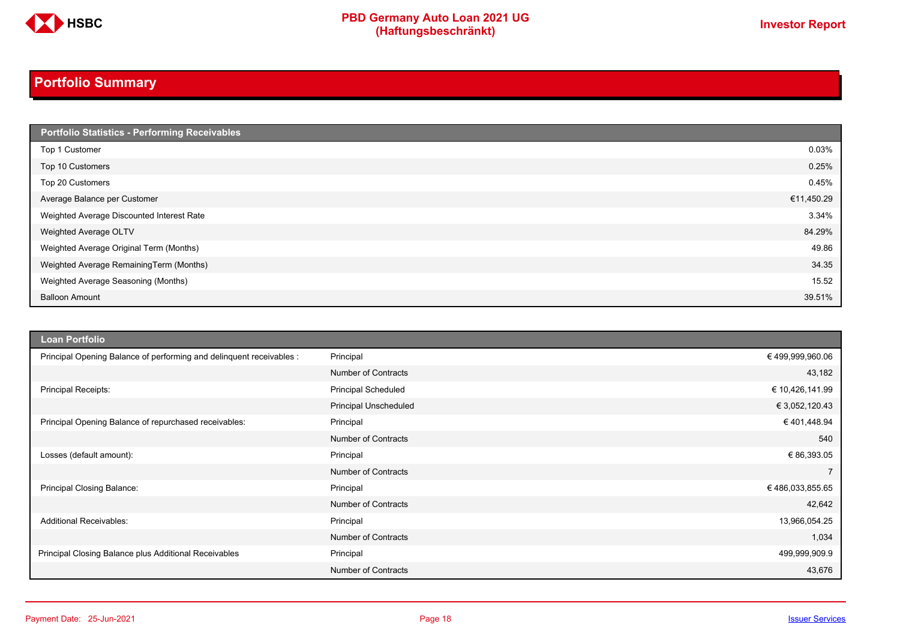## Portfolio Summary

| Portfolio Statistics - Performing Receivables | |
|---|---|
| Top 1 Customer | 0.03% |
| Top 10 Customers | 0.25% |
| Top 20 Customers | 0.45% |
| Average Balance per Customer | €11,450.29 |
| Weighted Average Discounted Interest Rate | 3.34% |
| Weighted Average OLTV | 84.29% |
| Weighted Average Original Term (Months) | 49.86 |
| Weighted Average RemainingTerm (Months) | 34.35 |
| Weighted Average Seasoning (Months) | 15.52 |
| Balloon Amount | 39.51% |

| Loan Portfolio | | |
|---|---|---|
| Principal Opening Balance of performing and delinquent receivables : | Principal | € 499,999,960.06 |
| | Number of Contracts | 43,182 |
| Principal Receipts: | Principal Scheduled | € 10,426,141.99 |
| | Principal Unscheduled | € 3,052,120.43 |
| Principal Opening Balance of repurchased receivables: | Principal | € 401,448.94 |
| | Number of Contracts | 540 |
| Losses (default amount): | Principal | € 86,393.05 |
| | Number of Contracts | 7 |
| Principal Closing Balance: | Principal | € 486,033,855.65 |
| | Number of Contracts | 42,642 |
| Additional Receivables: | Principal | 13,966,054.25 |
| | Number of Contracts | 1,034 |
| Principal Closing Balance plus Additional Receivables | Principal | 499,999,909.9 |
| | Number of Contracts | 43,676 |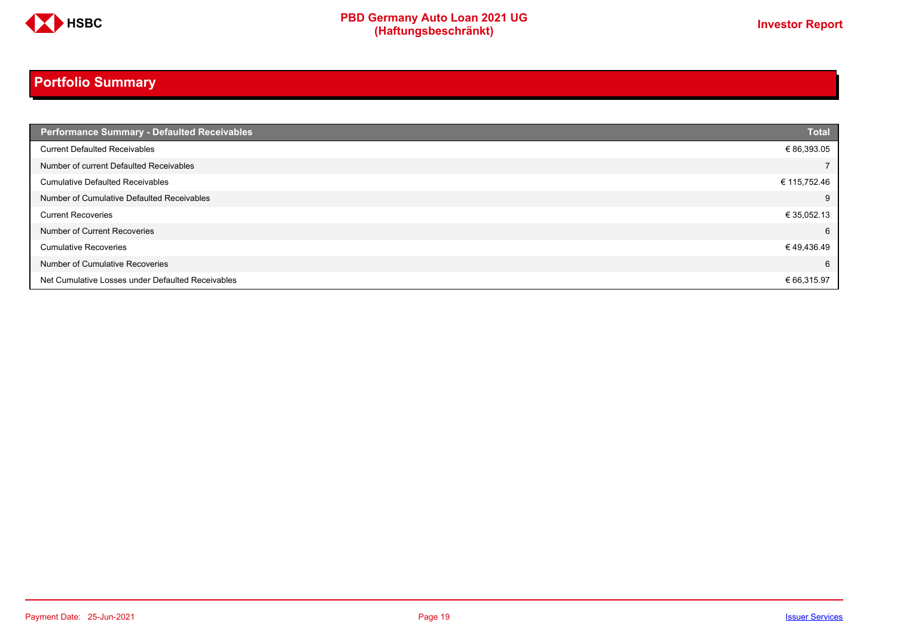## Portfolio Summary

| Performance Summary - Defaulted Receivables | Total |
|---|---|
| Current Defaulted Receivables | € 86,393.05 |
| Number of current Defaulted Receivables | 7 |
| Cumulative Defaulted Receivables | € 115,752.46 |
| Number of Cumulative Defaulted Receivables | 9 |
| Current Recoveries | € 35,052.13 |
| Number of Current Recoveries | 6 |
| Cumulative Recoveries | € 49,436.49 |
| Number of Cumulative Recoveries | 6 |
| Net Cumulative Losses under Defaulted Receivables | € 66,315.97 |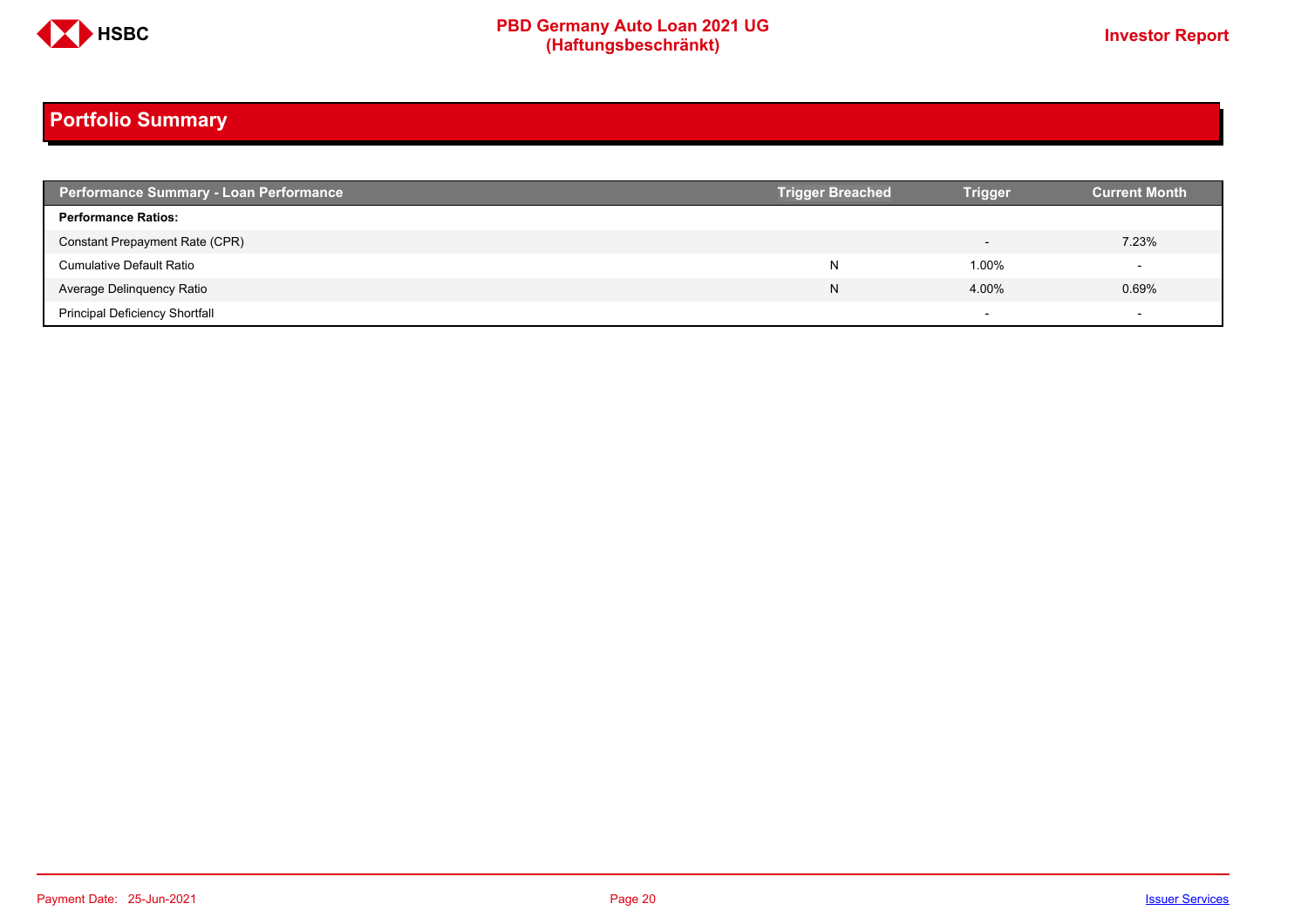## Portfolio Summary

| Performance Summary - Loan Performance | Trigger Breached | Trigger | Current Month |
|---|---|---|---|
| **Performance Ratios:** | | | |
| Constant Prepayment Rate (CPR) | | - | 7.23% |
| Cumulative Default Ratio | N | 1.00% | - |
| Average Delinquency Ratio | N | 4.00% | 0.69% |
| Principal Deficiency Shortfall | | - | - |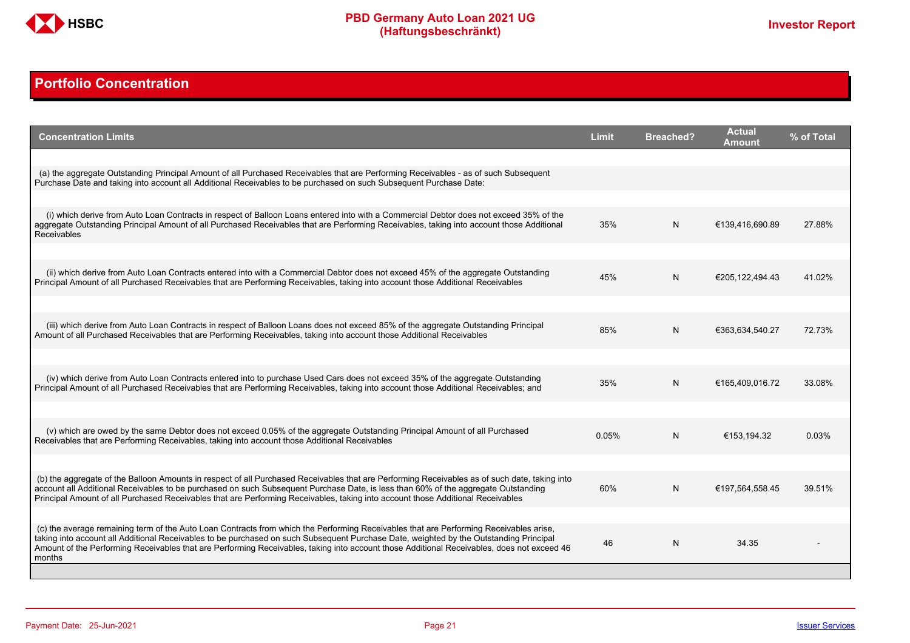## Portfolio Concentration

| Concentration Limits | Limit | Breached? | Actual Amount | % of Total |
|---|---|---|---|---|
| (a) the aggregate Outstanding Principal Amount of all Purchased Receivables that are Performing Receivables - as of such Subsequent Purchase Date and taking into account all Additional Receivables to be purchased on such Subsequent Purchase Date: | | | | |
| (i) which derive from Auto Loan Contracts in respect of Balloon Loans entered into with a Commercial Debtor does not exceed 35% of the aggregate Outstanding Principal Amount of all Purchased Receivables that are Performing Receivables, taking into account those Additional Receivables | 35% | N | €139,416,690.89 | 27.88% |
| (ii) which derive from Auto Loan Contracts entered into with a Commercial Debtor does not exceed 45% of the aggregate Outstanding Principal Amount of all Purchased Receivables that are Performing Receivables, taking into account those Additional Receivables | 45% | N | €205,122,494.43 | 41.02% |
| (iii) which derive from Auto Loan Contracts in respect of Balloon Loans does not exceed 85% of the aggregate Outstanding Principal Amount of all Purchased Receivables that are Performing Receivables, taking into account those Additional Receivables | 85% | N | €363,634,540.27 | 72.73% |
| (iv) which derive from Auto Loan Contracts entered into to purchase Used Cars does not exceed 35% of the aggregate Outstanding Principal Amount of all Purchased Receivables that are Performing Receivables, taking into account those Additional Receivables; and | 35% | N | €165,409,016.72 | 33.08% |
| (v) which are owed by the same Debtor does not exceed 0.05% of the aggregate Outstanding Principal Amount of all Purchased Receivables that are Performing Receivables, taking into account those Additional Receivables | 0.05% | N | €153,194.32 | 0.03% |
| (b) the aggregate of the Balloon Amounts in respect of all Purchased Receivables that are Performing Receivables as of such date, taking into account all Additional Receivables to be purchased on such Subsequent Purchase Date, is less than 60% of the aggregate Outstanding Principal Amount of all Purchased Receivables that are Performing Receivables, taking into account those Additional Receivables | 60% | N | €197,564,558.45 | 39.51% |
| (c) the average remaining term of the Auto Loan Contracts from which the Performing Receivables that are Performing Receivables arise, taking into account all Additional Receivables to be purchased on such Subsequent Purchase Date, weighted by the Outstanding Principal Amount of the Performing Receivables that are Performing Receivables, taking into account those Additional Receivables, does not exceed 46 months | 46 | N | 34.35 | - |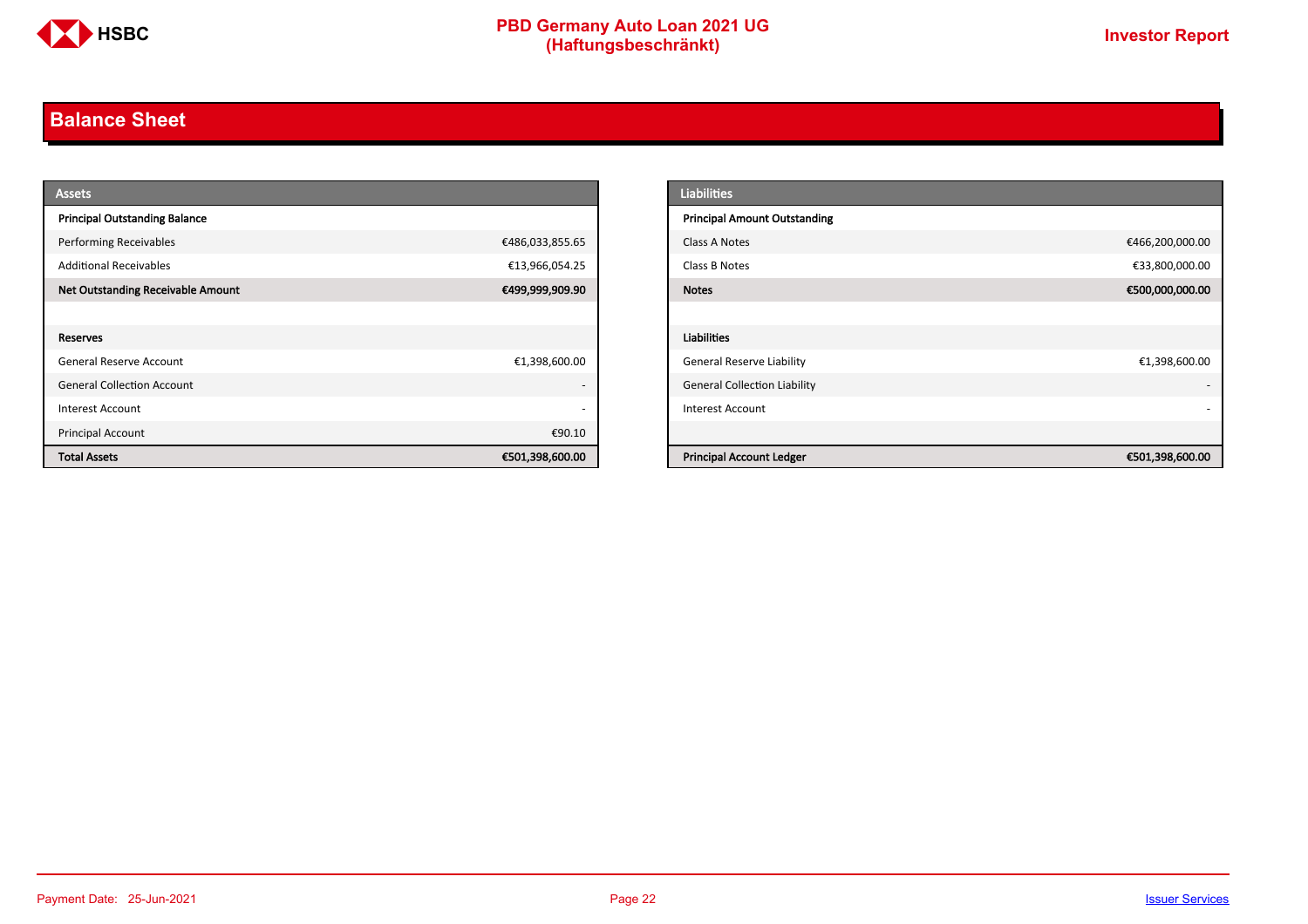## Balance Sheet

| Assets | |
|---|---|
| **Principal Outstanding Balance** | |
| Performing Receivables | €486,033,855.65 |
| Additional Receivables | €13,966,054.25 |
| **Net Outstanding Receivable Amount** | **€499,999,909.90** |
| | |
| **Reserves** | |
| General Reserve Account | €1,398,600.00 |
| General Collection Account | - |
| Interest Account | - |
| Principal Account | €90.10 |
| **Total Assets** | **€501,398,600.00** |

| Liabilities | |
|---|---|
| **Principal Amount Outstanding** | |
| Class A Notes | €466,200,000.00 |
| Class B Notes | €33,800,000.00 |
| **Notes** | **€500,000,000.00** |
| | |
| **Liabilities** | |
| General Reserve Liability | €1,398,600.00 |
| General Collection Liability | - |
| Interest Account | - |
| | |
| **Principal Account Ledger** | **€501,398,600.00** |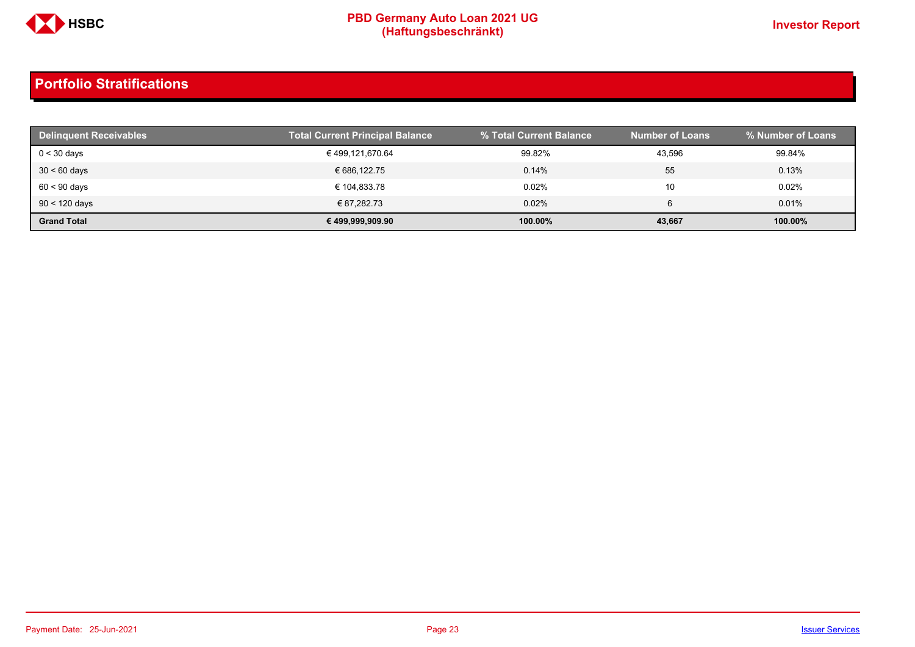## Portfolio Stratifications

| Delinquent Receivables | Total Current Principal Balance | % Total Current Balance | Number of Loans | % Number of Loans |
|---|---|---|---|---|
| 0 < 30 days | € 499,121,670.64 | 99.82% | 43,596 | 99.84% |
| 30 < 60 days | € 686,122.75 | 0.14% | 55 | 0.13% |
| 60 < 90 days | € 104,833.78 | 0.02% | 10 | 0.02% |
| 90 < 120 days | € 87,282.73 | 0.02% | 6 | 0.01% |
| **Grand Total** | **€ 499,999,909.90** | **100.00%** | **43,667** | **100.00%** |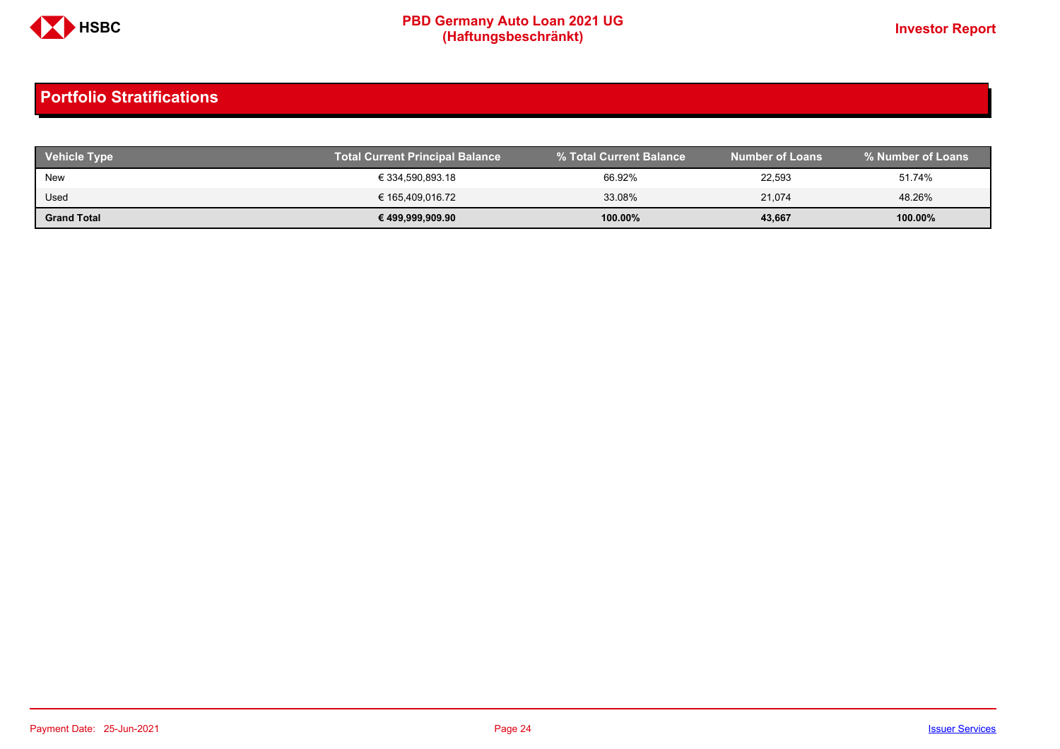## Portfolio Stratifications

| Vehicle Type | Total Current Principal Balance | % Total Current Balance | Number of Loans | % Number of Loans |
|---|---|---|---|---|
| New | € 334,590,893.18 | 66.92% | 22,593 | 51.74% |
| Used | € 165,409,016.72 | 33.08% | 21,074 | 48.26% |
| **Grand Total** | **€ 499,999,909.90** | **100.00%** | **43,667** | **100.00%** |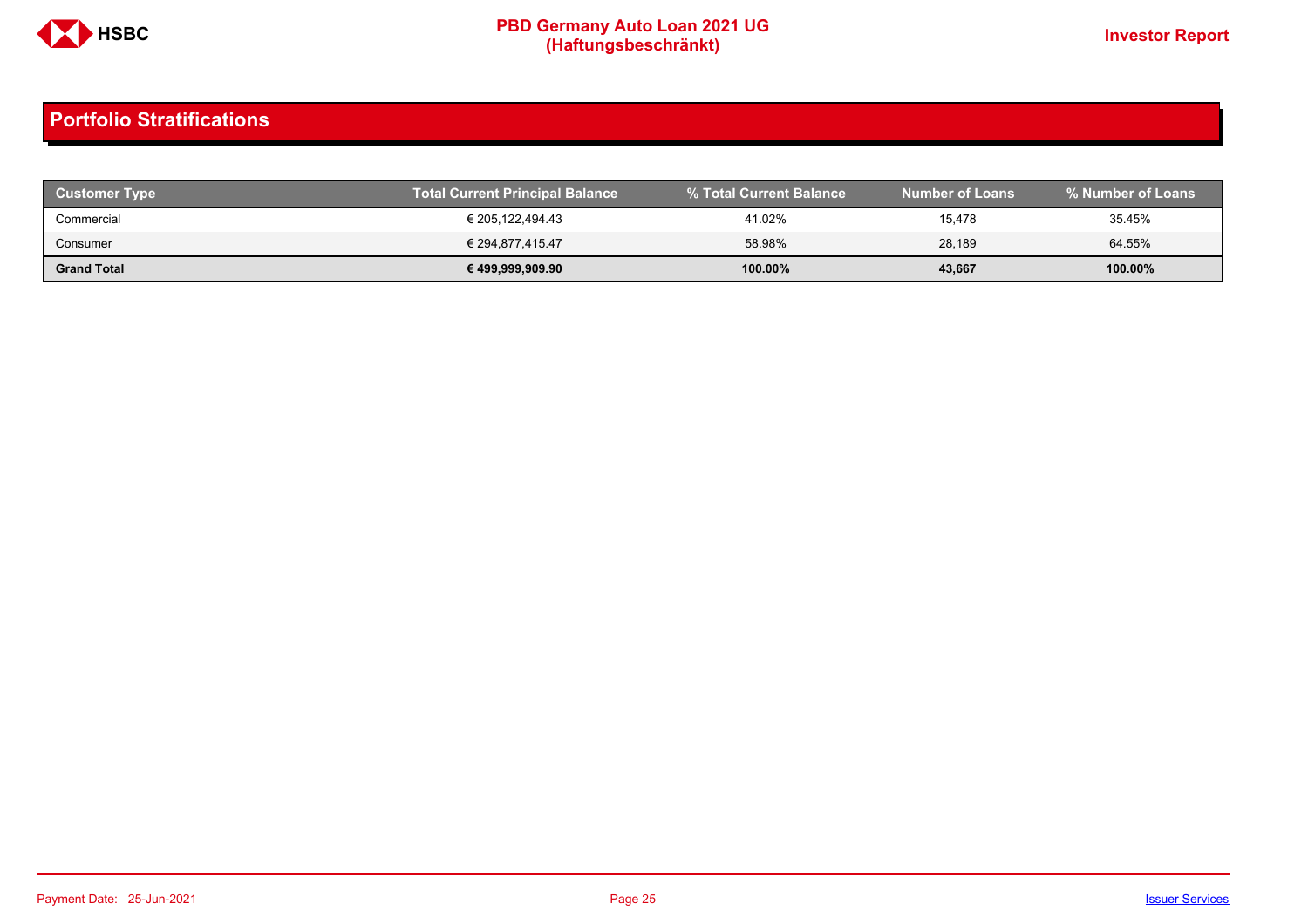## Portfolio Stratifications

| Customer Type | Total Current Principal Balance | % Total Current Balance | Number of Loans | % Number of Loans |
|---|---|---|---|---|
| Commercial | € 205,122,494.43 | 41.02% | 15,478 | 35.45% |
| Consumer | € 294,877,415.47 | 58.98% | 28,189 | 64.55% |
| **Grand Total** | **€ 499,999,909.90** | **100.00%** | **43,667** | **100.00%** |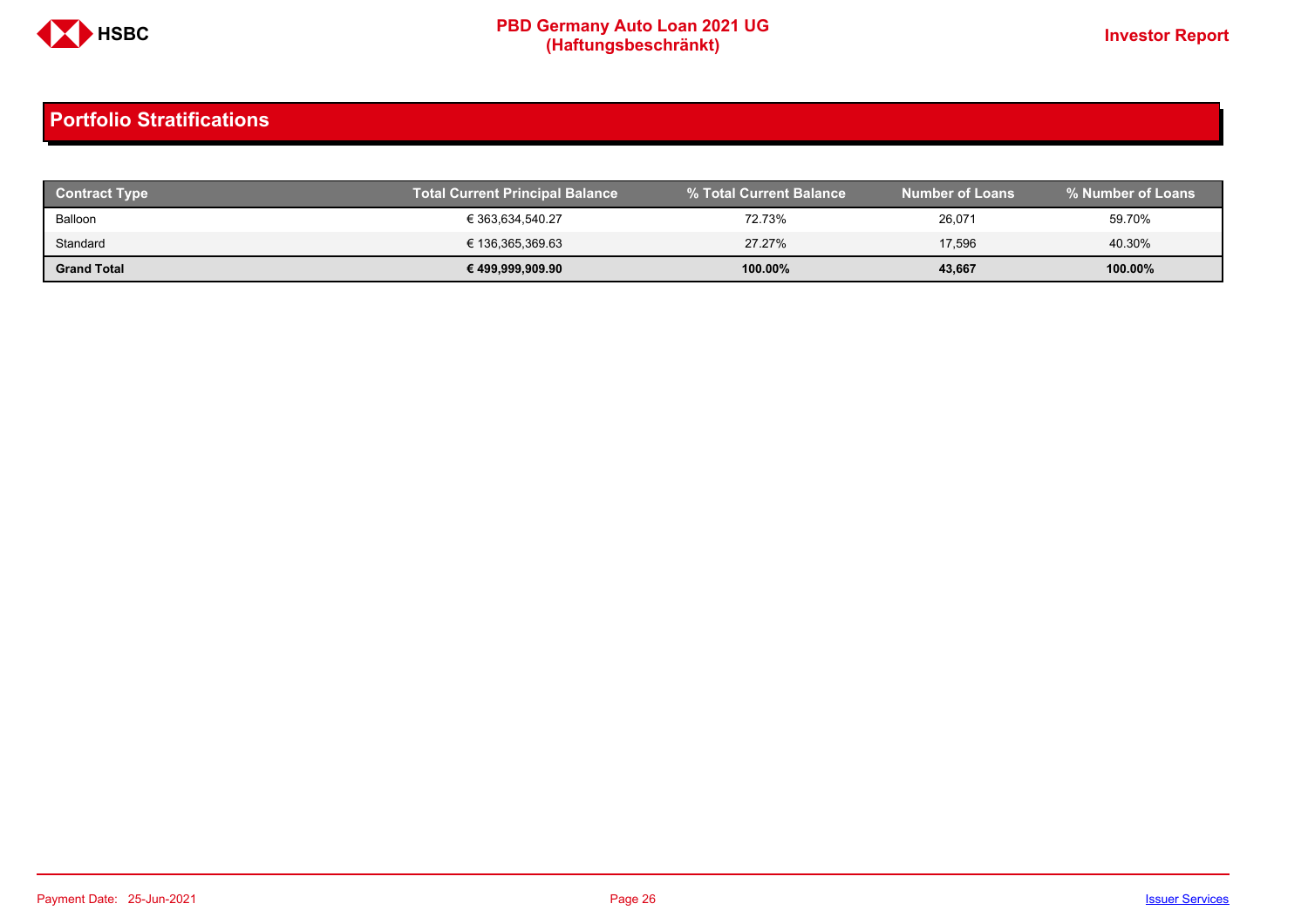## Portfolio Stratifications

| Contract Type | Total Current Principal Balance | % Total Current Balance | Number of Loans | % Number of Loans |
|---|---|---|---|---|
| Balloon | € 363,634,540.27 | 72.73% | 26,071 | 59.70% |
| Standard | € 136,365,369.63 | 27.27% | 17,596 | 40.30% |
| **Grand Total** | **€ 499,999,909.90** | **100.00%** | **43,667** | **100.00%** |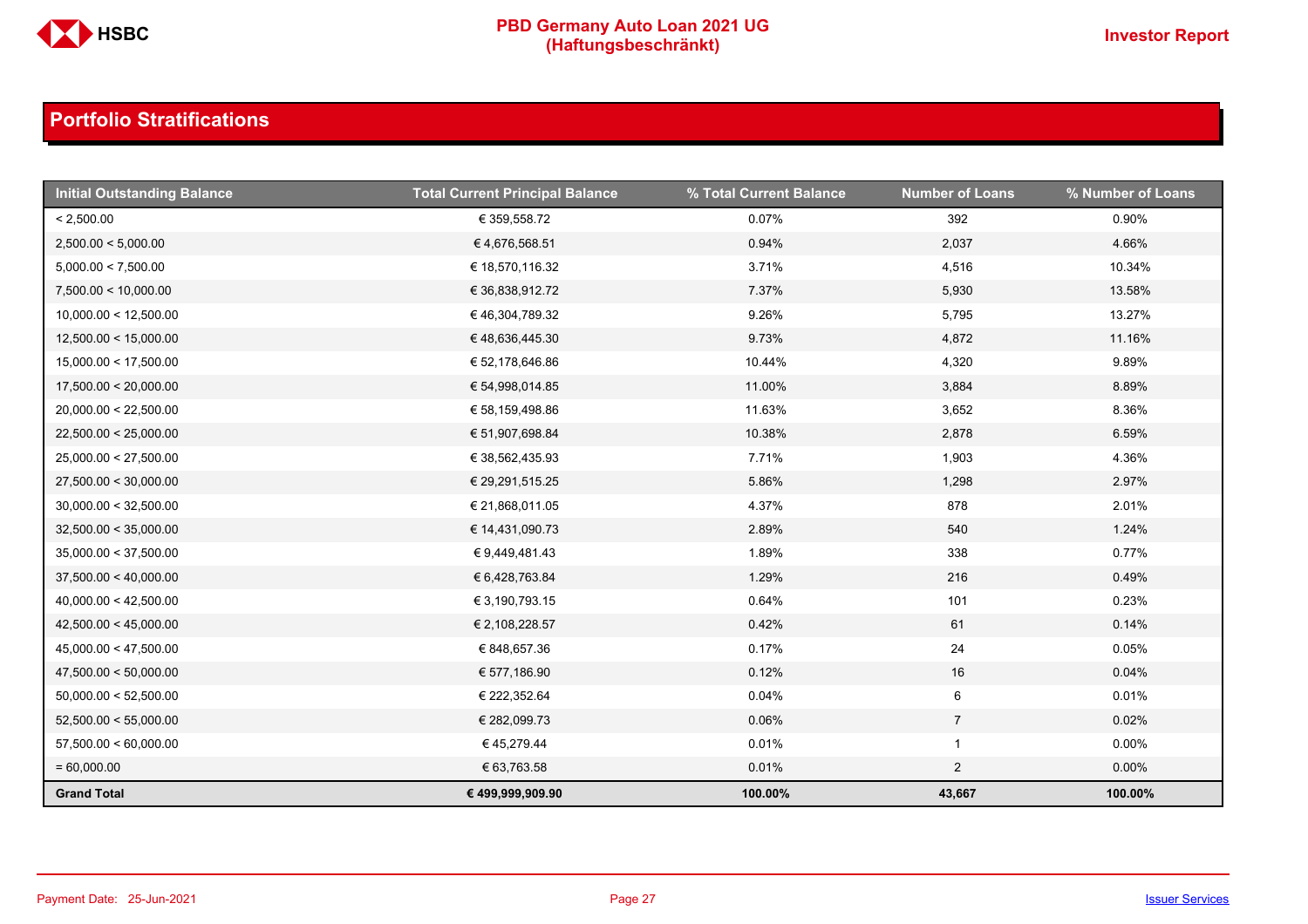## Portfolio Stratifications

| Initial Outstanding Balance | Total Current Principal Balance | % Total Current Balance | Number of Loans | % Number of Loans |
|---|---|---|---|---|
| < 2,500.00 | € 359,558.72 | 0.07% | 392 | 0.90% |
| 2,500.00 < 5,000.00 | € 4,676,568.51 | 0.94% | 2,037 | 4.66% |
| 5,000.00 < 7,500.00 | € 18,570,116.32 | 3.71% | 4,516 | 10.34% |
| 7,500.00 < 10,000.00 | € 36,838,912.72 | 7.37% | 5,930 | 13.58% |
| 10,000.00 < 12,500.00 | € 46,304,789.32 | 9.26% | 5,795 | 13.27% |
| 12,500.00 < 15,000.00 | € 48,636,445.30 | 9.73% | 4,872 | 11.16% |
| 15,000.00 < 17,500.00 | € 52,178,646.86 | 10.44% | 4,320 | 9.89% |
| 17,500.00 < 20,000.00 | € 54,998,014.85 | 11.00% | 3,884 | 8.89% |
| 20,000.00 < 22,500.00 | € 58,159,498.86 | 11.63% | 3,652 | 8.36% |
| 22,500.00 < 25,000.00 | € 51,907,698.84 | 10.38% | 2,878 | 6.59% |
| 25,000.00 < 27,500.00 | € 38,562,435.93 | 7.71% | 1,903 | 4.36% |
| 27,500.00 < 30,000.00 | € 29,291,515.25 | 5.86% | 1,298 | 2.97% |
| 30,000.00 < 32,500.00 | € 21,868,011.05 | 4.37% | 878 | 2.01% |
| 32,500.00 < 35,000.00 | € 14,431,090.73 | 2.89% | 540 | 1.24% |
| 35,000.00 < 37,500.00 | € 9,449,481.43 | 1.89% | 338 | 0.77% |
| 37,500.00 < 40,000.00 | € 6,428,763.84 | 1.29% | 216 | 0.49% |
| 40,000.00 < 42,500.00 | € 3,190,793.15 | 0.64% | 101 | 0.23% |
| 42,500.00 < 45,000.00 | € 2,108,228.57 | 0.42% | 61 | 0.14% |
| 45,000.00 < 47,500.00 | € 848,657.36 | 0.17% | 24 | 0.05% |
| 47,500.00 < 50,000.00 | € 577,186.90 | 0.12% | 16 | 0.04% |
| 50,000.00 < 52,500.00 | € 222,352.64 | 0.04% | 6 | 0.01% |
| 52,500.00 < 55,000.00 | € 282,099.73 | 0.06% | 7 | 0.02% |
| 57,500.00 < 60,000.00 | € 45,279.44 | 0.01% | 1 | 0.00% |
| = 60,000.00 | € 63,763.58 | 0.01% | 2 | 0.00% |
| **Grand Total** | **€ 499,999,909.90** | **100.00%** | **43,667** | **100.00%** |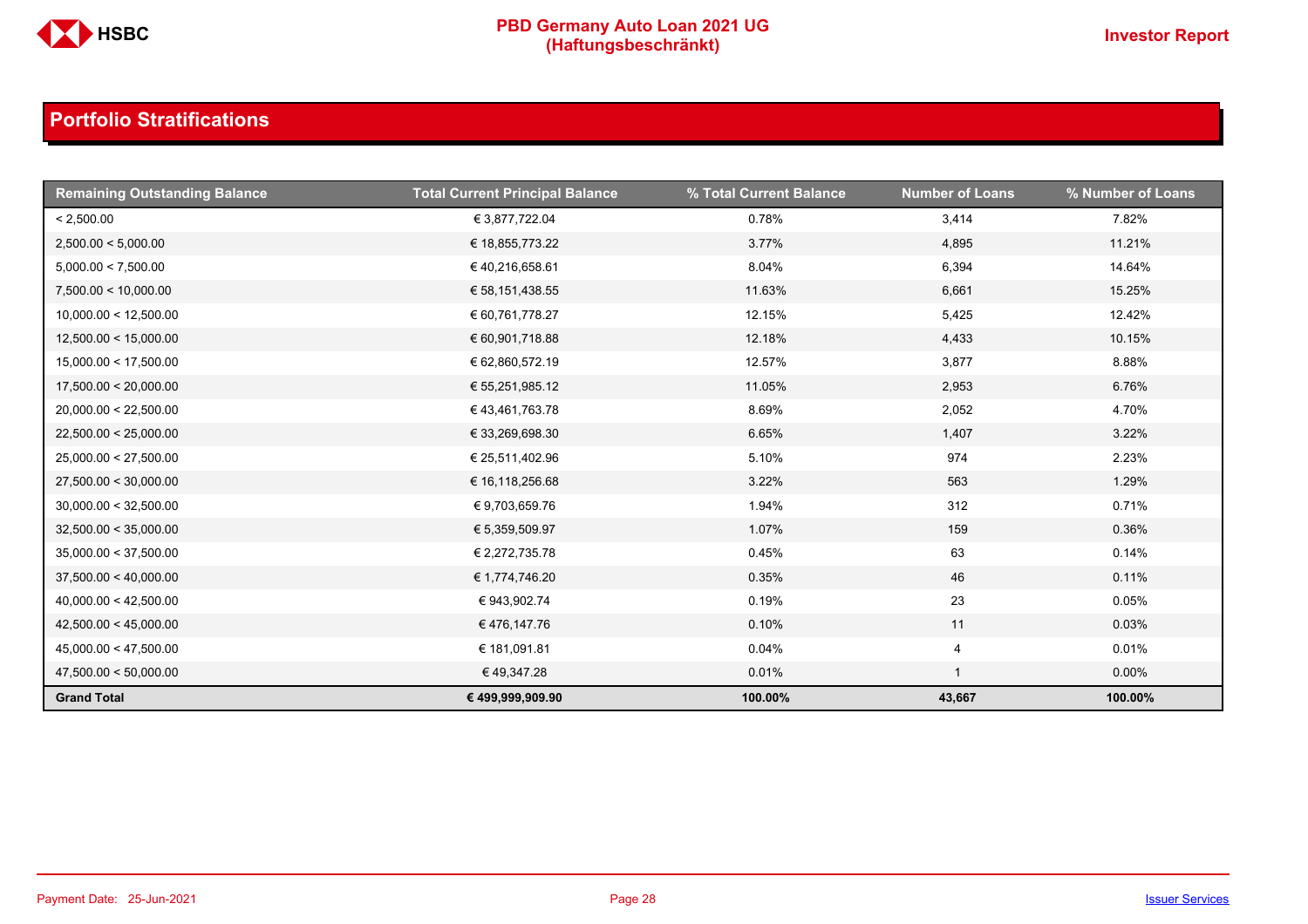## Portfolio Stratifications

| Remaining Outstanding Balance | Total Current Principal Balance | % Total Current Balance | Number of Loans | % Number of Loans |
|---|---|---|---|---|
| < 2,500.00 | € 3,877,722.04 | 0.78% | 3,414 | 7.82% |
| 2,500.00 < 5,000.00 | € 18,855,773.22 | 3.77% | 4,895 | 11.21% |
| 5,000.00 < 7,500.00 | € 40,216,658.61 | 8.04% | 6,394 | 14.64% |
| 7,500.00 < 10,000.00 | € 58,151,438.55 | 11.63% | 6,661 | 15.25% |
| 10,000.00 < 12,500.00 | € 60,761,778.27 | 12.15% | 5,425 | 12.42% |
| 12,500.00 < 15,000.00 | € 60,901,718.88 | 12.18% | 4,433 | 10.15% |
| 15,000.00 < 17,500.00 | € 62,860,572.19 | 12.57% | 3,877 | 8.88% |
| 17,500.00 < 20,000.00 | € 55,251,985.12 | 11.05% | 2,953 | 6.76% |
| 20,000.00 < 22,500.00 | € 43,461,763.78 | 8.69% | 2,052 | 4.70% |
| 22,500.00 < 25,000.00 | € 33,269,698.30 | 6.65% | 1,407 | 3.22% |
| 25,000.00 < 27,500.00 | € 25,511,402.96 | 5.10% | 974 | 2.23% |
| 27,500.00 < 30,000.00 | € 16,118,256.68 | 3.22% | 563 | 1.29% |
| 30,000.00 < 32,500.00 | € 9,703,659.76 | 1.94% | 312 | 0.71% |
| 32,500.00 < 35,000.00 | € 5,359,509.97 | 1.07% | 159 | 0.36% |
| 35,000.00 < 37,500.00 | € 2,272,735.78 | 0.45% | 63 | 0.14% |
| 37,500.00 < 40,000.00 | € 1,774,746.20 | 0.35% | 46 | 0.11% |
| 40,000.00 < 42,500.00 | € 943,902.74 | 0.19% | 23 | 0.05% |
| 42,500.00 < 45,000.00 | € 476,147.76 | 0.10% | 11 | 0.03% |
| 45,000.00 < 47,500.00 | € 181,091.81 | 0.04% | 4 | 0.01% |
| 47,500.00 < 50,000.00 | € 49,347.28 | 0.01% | 1 | 0.00% |
| **Grand Total** | **€ 499,999,909.90** | **100.00%** | **43,667** | **100.00%** |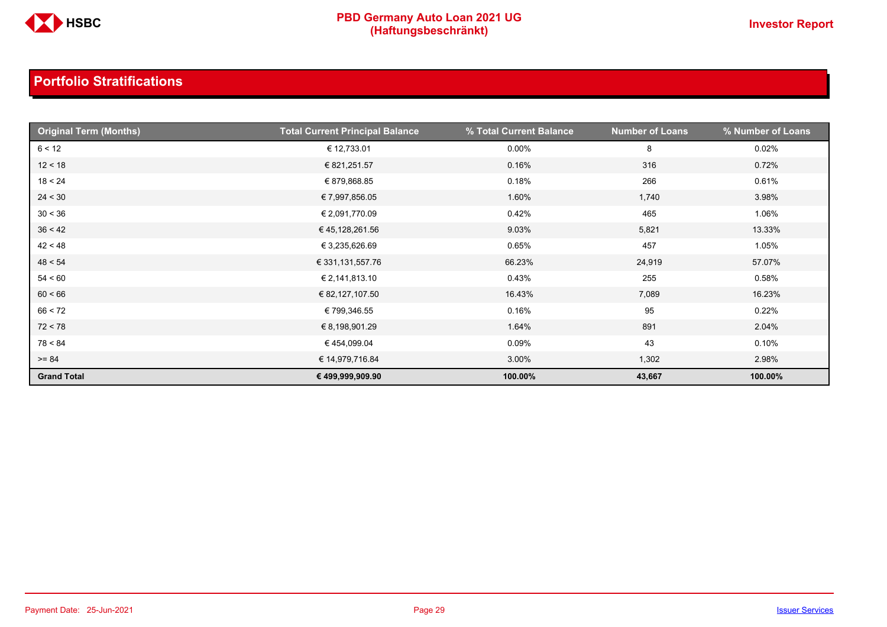## Portfolio Stratifications

| Original Term (Months) | Total Current Principal Balance | % Total Current Balance | Number of Loans | % Number of Loans |
|---|---|---|---|---|
| 6 < 12 | € 12,733.01 | 0.00% | 8 | 0.02% |
| 12 < 18 | € 821,251.57 | 0.16% | 316 | 0.72% |
| 18 < 24 | € 879,868.85 | 0.18% | 266 | 0.61% |
| 24 < 30 | € 7,997,856.05 | 1.60% | 1,740 | 3.98% |
| 30 < 36 | € 2,091,770.09 | 0.42% | 465 | 1.06% |
| 36 < 42 | € 45,128,261.56 | 9.03% | 5,821 | 13.33% |
| 42 < 48 | € 3,235,626.69 | 0.65% | 457 | 1.05% |
| 48 < 54 | € 331,131,557.76 | 66.23% | 24,919 | 57.07% |
| 54 < 60 | € 2,141,813.10 | 0.43% | 255 | 0.58% |
| 60 < 66 | € 82,127,107.50 | 16.43% | 7,089 | 16.23% |
| 66 < 72 | € 799,346.55 | 0.16% | 95 | 0.22% |
| 72 < 78 | € 8,198,901.29 | 1.64% | 891 | 2.04% |
| 78 < 84 | € 454,099.04 | 0.09% | 43 | 0.10% |
| >= 84 | € 14,979,716.84 | 3.00% | 1,302 | 2.98% |
| **Grand Total** | **€ 499,999,909.90** | **100.00%** | **43,667** | **100.00%** |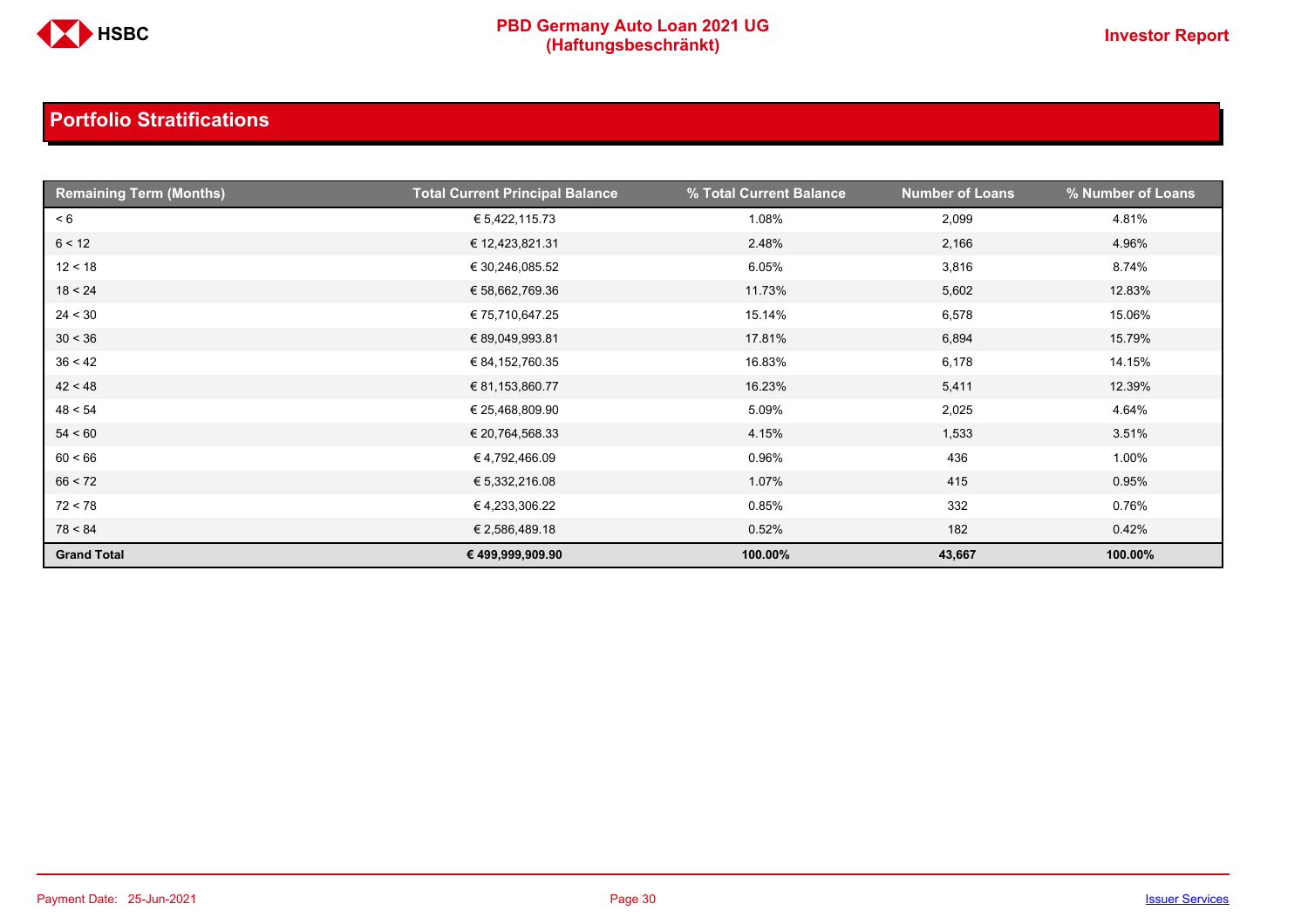## Portfolio Stratifications

| Remaining Term (Months) | Total Current Principal Balance | % Total Current Balance | Number of Loans | % Number of Loans |
|---|---|---|---|---|
| < 6 | € 5,422,115.73 | 1.08% | 2,099 | 4.81% |
| 6 < 12 | € 12,423,821.31 | 2.48% | 2,166 | 4.96% |
| 12 < 18 | € 30,246,085.52 | 6.05% | 3,816 | 8.74% |
| 18 < 24 | € 58,662,769.36 | 11.73% | 5,602 | 12.83% |
| 24 < 30 | € 75,710,647.25 | 15.14% | 6,578 | 15.06% |
| 30 < 36 | € 89,049,993.81 | 17.81% | 6,894 | 15.79% |
| 36 < 42 | € 84,152,760.35 | 16.83% | 6,178 | 14.15% |
| 42 < 48 | € 81,153,860.77 | 16.23% | 5,411 | 12.39% |
| 48 < 54 | € 25,468,809.90 | 5.09% | 2,025 | 4.64% |
| 54 < 60 | € 20,764,568.33 | 4.15% | 1,533 | 3.51% |
| 60 < 66 | € 4,792,466.09 | 0.96% | 436 | 1.00% |
| 66 < 72 | € 5,332,216.08 | 1.07% | 415 | 0.95% |
| 72 < 78 | € 4,233,306.22 | 0.85% | 332 | 0.76% |
| 78 < 84 | € 2,586,489.18 | 0.52% | 182 | 0.42% |
| **Grand Total** | **€ 499,999,909.90** | **100.00%** | **43,667** | **100.00%** |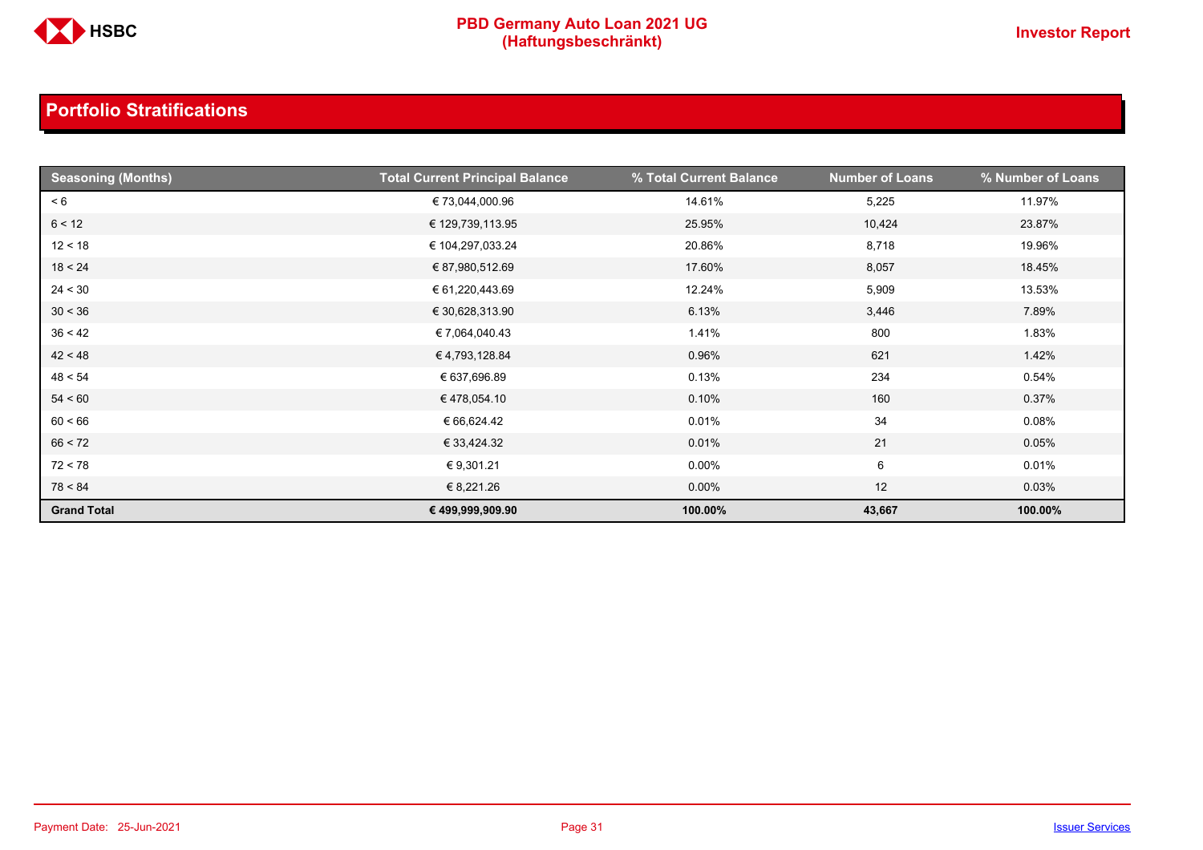## Portfolio Stratifications

| Seasoning (Months) | Total Current Principal Balance | % Total Current Balance | Number of Loans | % Number of Loans |
|---|---|---|---|---|
| < 6 | € 73,044,000.96 | 14.61% | 5,225 | 11.97% |
| 6 < 12 | € 129,739,113.95 | 25.95% | 10,424 | 23.87% |
| 12 < 18 | € 104,297,033.24 | 20.86% | 8,718 | 19.96% |
| 18 < 24 | € 87,980,512.69 | 17.60% | 8,057 | 18.45% |
| 24 < 30 | € 61,220,443.69 | 12.24% | 5,909 | 13.53% |
| 30 < 36 | € 30,628,313.90 | 6.13% | 3,446 | 7.89% |
| 36 < 42 | € 7,064,040.43 | 1.41% | 800 | 1.83% |
| 42 < 48 | € 4,793,128.84 | 0.96% | 621 | 1.42% |
| 48 < 54 | € 637,696.89 | 0.13% | 234 | 0.54% |
| 54 < 60 | € 478,054.10 | 0.10% | 160 | 0.37% |
| 60 < 66 | € 66,624.42 | 0.01% | 34 | 0.08% |
| 66 < 72 | € 33,424.32 | 0.01% | 21 | 0.05% |
| 72 < 78 | € 9,301.21 | 0.00% | 6 | 0.01% |
| 78 < 84 | € 8,221.26 | 0.00% | 12 | 0.03% |
| **Grand Total** | **€ 499,999,909.90** | **100.00%** | **43,667** | **100.00%** |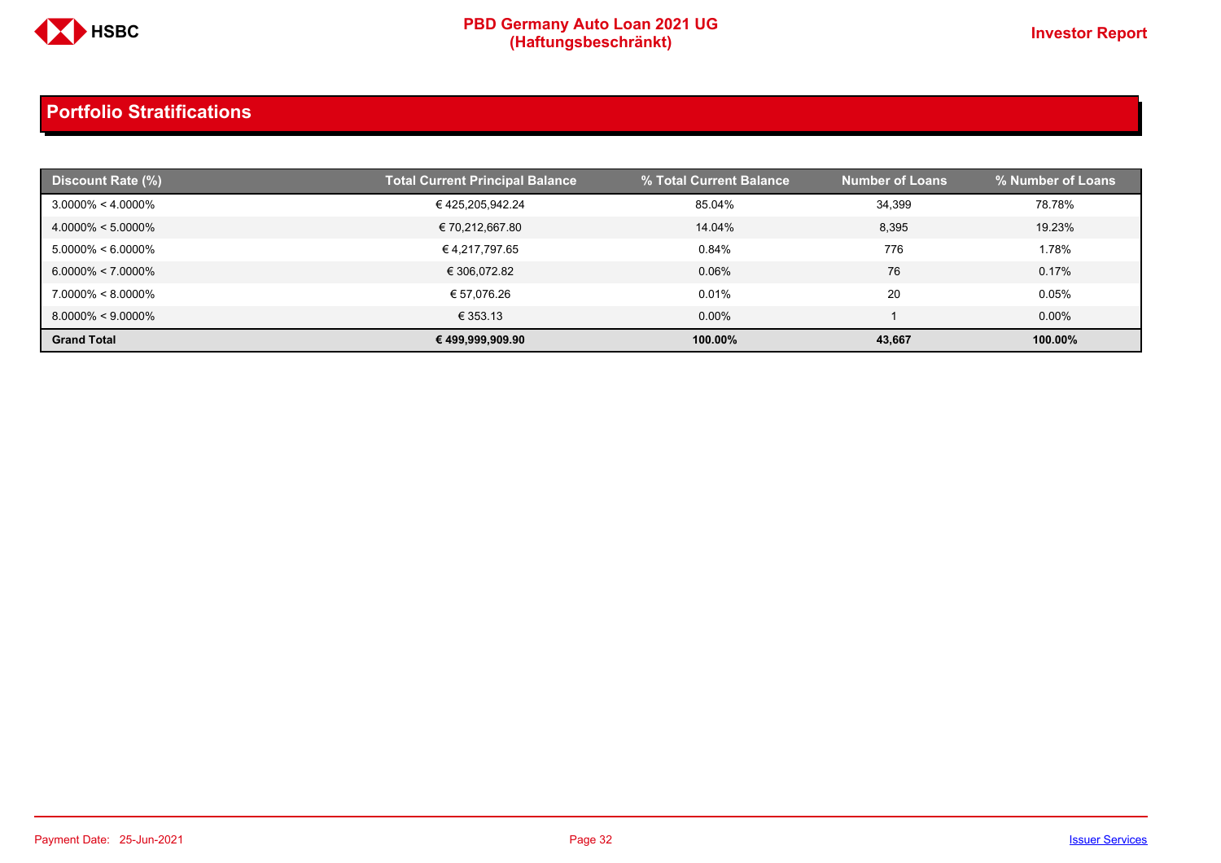## Portfolio Stratifications

| Discount Rate (%) | Total Current Principal Balance | % Total Current Balance | Number of Loans | % Number of Loans |
|---|---|---|---|---|
| 3.0000% < 4.0000% | € 425,205,942.24 | 85.04% | 34,399 | 78.78% |
| 4.0000% < 5.0000% | € 70,212,667.80 | 14.04% | 8,395 | 19.23% |
| 5.0000% < 6.0000% | € 4,217,797.65 | 0.84% | 776 | 1.78% |
| 6.0000% < 7.0000% | € 306,072.82 | 0.06% | 76 | 0.17% |
| 7.0000% < 8.0000% | € 57,076.26 | 0.01% | 20 | 0.05% |
| 8.0000% < 9.0000% | € 353.13 | 0.00% | 1 | 0.00% |
| **Grand Total** | **€ 499,999,909.90** | **100.00%** | **43,667** | **100.00%** |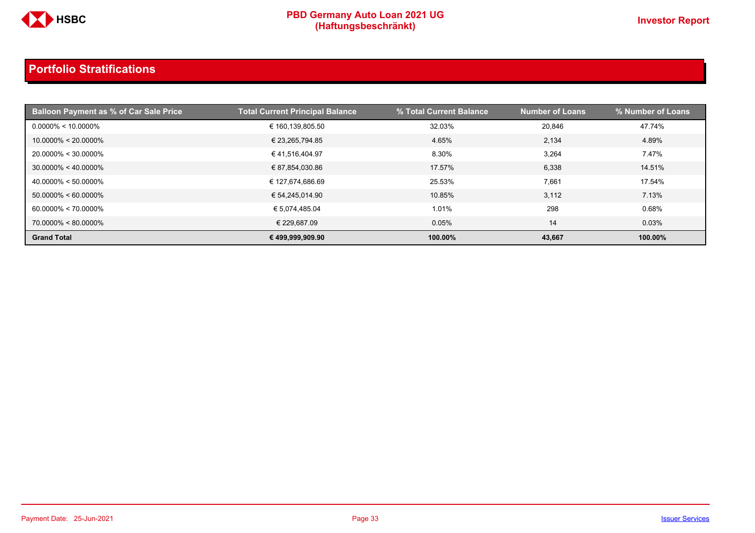## Portfolio Stratifications

| Balloon Payment as % of Car Sale Price | Total Current Principal Balance | % Total Current Balance | Number of Loans | % Number of Loans |
|---|---|---|---|---|
| 0.0000% < 10.0000% | € 160,139,805.50 | 32.03% | 20,846 | 47.74% |
| 10.0000% < 20.0000% | € 23,265,794.85 | 4.65% | 2,134 | 4.89% |
| 20.0000% < 30.0000% | € 41,516,404.97 | 8.30% | 3,264 | 7.47% |
| 30.0000% < 40.0000% | € 87,854,030.86 | 17.57% | 6,338 | 14.51% |
| 40.0000% < 50.0000% | € 127,674,686.69 | 25.53% | 7,661 | 17.54% |
| 50.0000% < 60.0000% | € 54,245,014.90 | 10.85% | 3,112 | 7.13% |
| 60.0000% < 70.0000% | € 5,074,485.04 | 1.01% | 298 | 0.68% |
| 70.0000% < 80.0000% | € 229,687.09 | 0.05% | 14 | 0.03% |
| **Grand Total** | **€ 499,999,909.90** | **100.00%** | **43,667** | **100.00%** |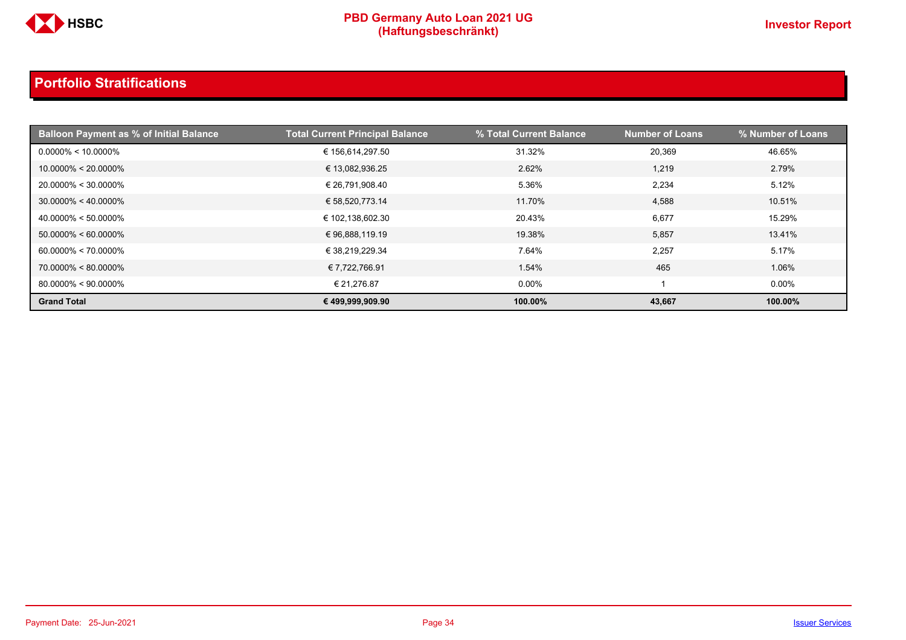## Portfolio Stratifications

| Balloon Payment as % of Initial Balance | Total Current Principal Balance | % Total Current Balance | Number of Loans | % Number of Loans |
|---|---|---|---|---|
| 0.0000% < 10.0000% | € 156,614,297.50 | 31.32% | 20,369 | 46.65% |
| 10.0000% < 20.0000% | € 13,082,936.25 | 2.62% | 1,219 | 2.79% |
| 20.0000% < 30.0000% | € 26,791,908.40 | 5.36% | 2,234 | 5.12% |
| 30.0000% < 40.0000% | € 58,520,773.14 | 11.70% | 4,588 | 10.51% |
| 40.0000% < 50.0000% | € 102,138,602.30 | 20.43% | 6,677 | 15.29% |
| 50.0000% < 60.0000% | € 96,888,119.19 | 19.38% | 5,857 | 13.41% |
| 60.0000% < 70.0000% | € 38,219,229.34 | 7.64% | 2,257 | 5.17% |
| 70.0000% < 80.0000% | € 7,722,766.91 | 1.54% | 465 | 1.06% |
| 80.0000% < 90.0000% | € 21,276.87 | 0.00% | 1 | 0.00% |
| **Grand Total** | **€ 499,999,909.90** | **100.00%** | **43,667** | **100.00%** |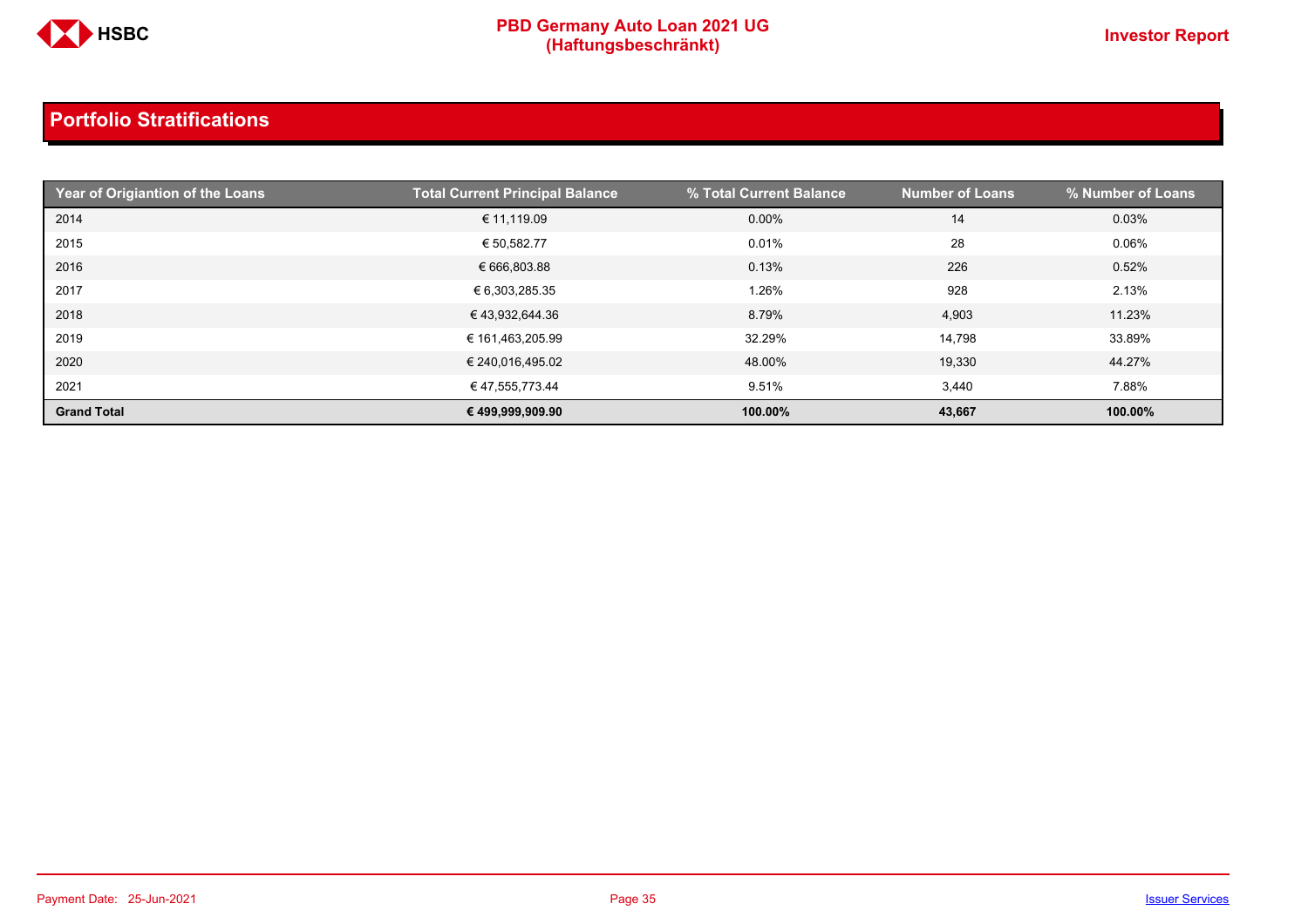## Portfolio Stratifications

| Year of Origiantion of the Loans | Total Current Principal Balance | % Total Current Balance | Number of Loans | % Number of Loans |
|---|---|---|---|---|
| 2014 | € 11,119.09 | 0.00% | 14 | 0.03% |
| 2015 | € 50,582.77 | 0.01% | 28 | 0.06% |
| 2016 | € 666,803.88 | 0.13% | 226 | 0.52% |
| 2017 | € 6,303,285.35 | 1.26% | 928 | 2.13% |
| 2018 | € 43,932,644.36 | 8.79% | 4,903 | 11.23% |
| 2019 | € 161,463,205.99 | 32.29% | 14,798 | 33.89% |
| 2020 | € 240,016,495.02 | 48.00% | 19,330 | 44.27% |
| 2021 | € 47,555,773.44 | 9.51% | 3,440 | 7.88% |
| **Grand Total** | **€ 499,999,909.90** | **100.00%** | **43,667** | **100.00%** |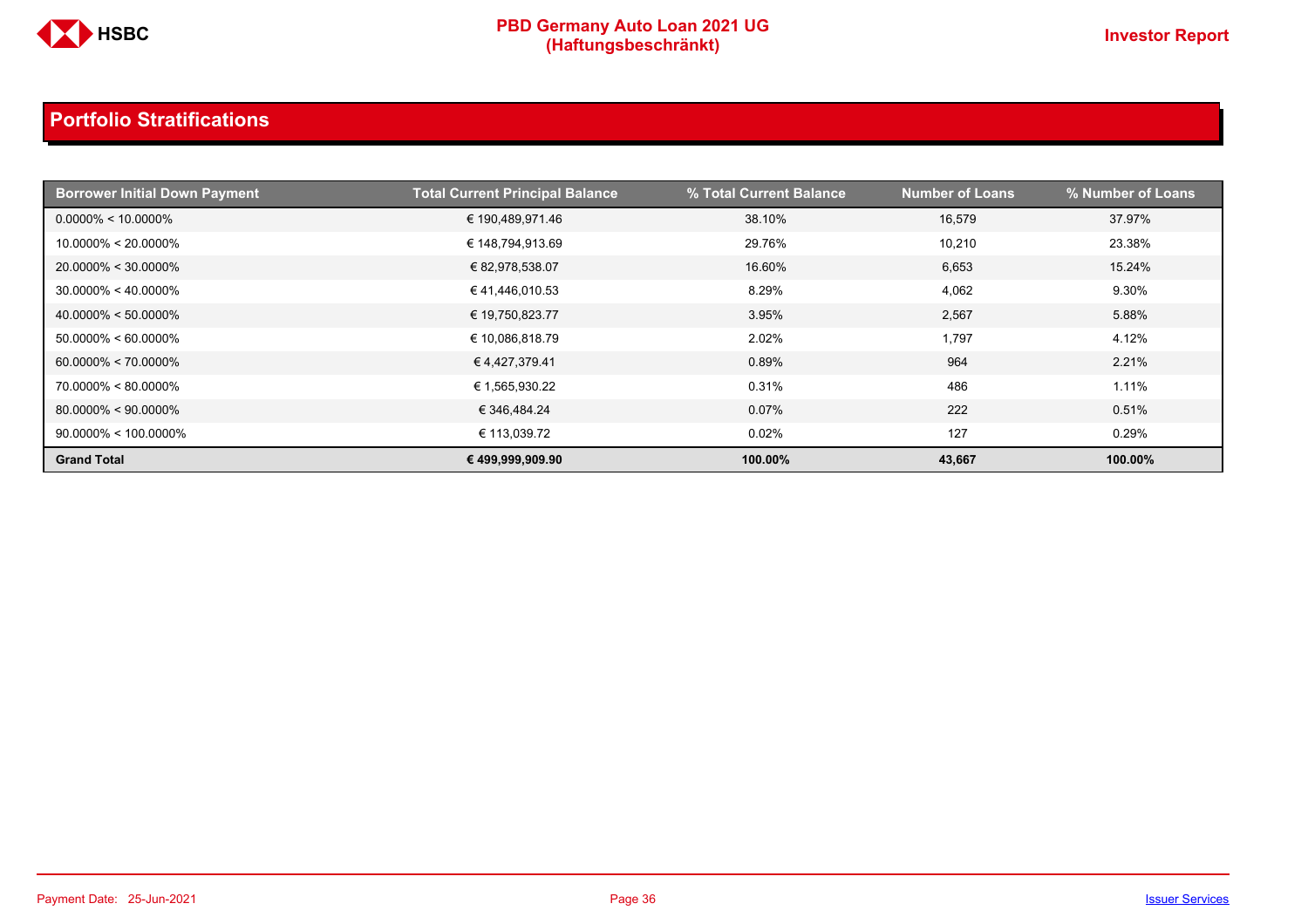## Portfolio Stratifications

| Borrower Initial Down Payment | Total Current Principal Balance | % Total Current Balance | Number of Loans | % Number of Loans |
|---|---|---|---|---|
| 0.0000% < 10.0000% | € 190,489,971.46 | 38.10% | 16,579 | 37.97% |
| 10.0000% < 20.0000% | € 148,794,913.69 | 29.76% | 10,210 | 23.38% |
| 20.0000% < 30.0000% | € 82,978,538.07 | 16.60% | 6,653 | 15.24% |
| 30.0000% < 40.0000% | € 41,446,010.53 | 8.29% | 4,062 | 9.30% |
| 40.0000% < 50.0000% | € 19,750,823.77 | 3.95% | 2,567 | 5.88% |
| 50.0000% < 60.0000% | € 10,086,818.79 | 2.02% | 1,797 | 4.12% |
| 60.0000% < 70.0000% | € 4,427,379.41 | 0.89% | 964 | 2.21% |
| 70.0000% < 80.0000% | € 1,565,930.22 | 0.31% | 486 | 1.11% |
| 80.0000% < 90.0000% | € 346,484.24 | 0.07% | 222 | 0.51% |
| 90.0000% < 100.0000% | € 113,039.72 | 0.02% | 127 | 0.29% |
| **Grand Total** | **€ 499,999,909.90** | **100.00%** | **43,667** | **100.00%** |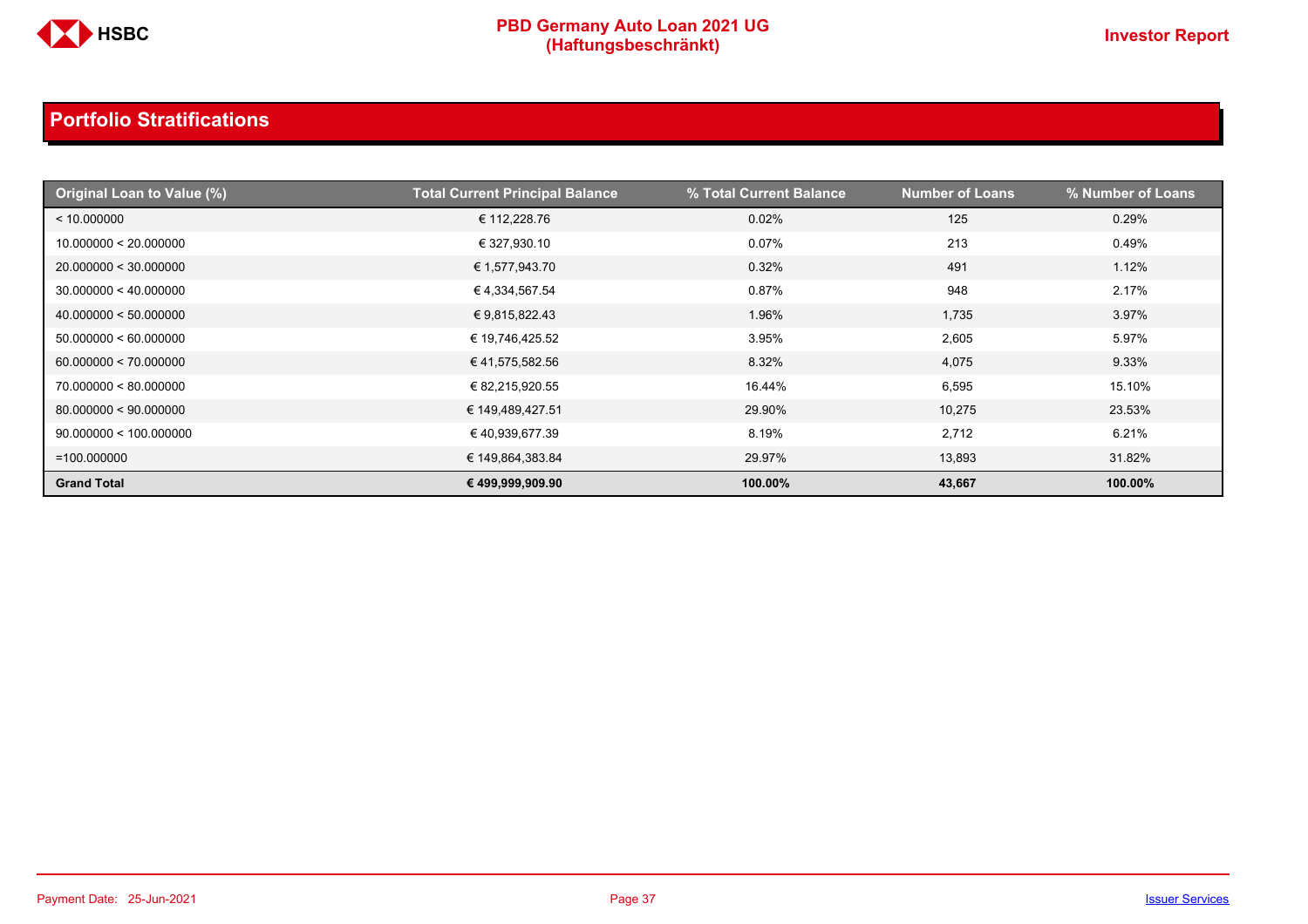## Portfolio Stratifications

| Original Loan to Value (%) | Total Current Principal Balance | % Total Current Balance | Number of Loans | % Number of Loans |
|---|---|---|---|---|
| < 10.000000 | € 112,228.76 | 0.02% | 125 | 0.29% |
| 10.000000 < 20.000000 | € 327,930.10 | 0.07% | 213 | 0.49% |
| 20.000000 < 30.000000 | € 1,577,943.70 | 0.32% | 491 | 1.12% |
| 30.000000 < 40.000000 | € 4,334,567.54 | 0.87% | 948 | 2.17% |
| 40.000000 < 50.000000 | € 9,815,822.43 | 1.96% | 1,735 | 3.97% |
| 50.000000 < 60.000000 | € 19,746,425.52 | 3.95% | 2,605 | 5.97% |
| 60.000000 < 70.000000 | € 41,575,582.56 | 8.32% | 4,075 | 9.33% |
| 70.000000 < 80.000000 | € 82,215,920.55 | 16.44% | 6,595 | 15.10% |
| 80.000000 < 90.000000 | € 149,489,427.51 | 29.90% | 10,275 | 23.53% |
| 90.000000 < 100.000000 | € 40,939,677.39 | 8.19% | 2,712 | 6.21% |
| =100.000000 | € 149,864,383.84 | 29.97% | 13,893 | 31.82% |
| **Grand Total** | **€ 499,999,909.90** | **100.00%** | **43,667** | **100.00%** |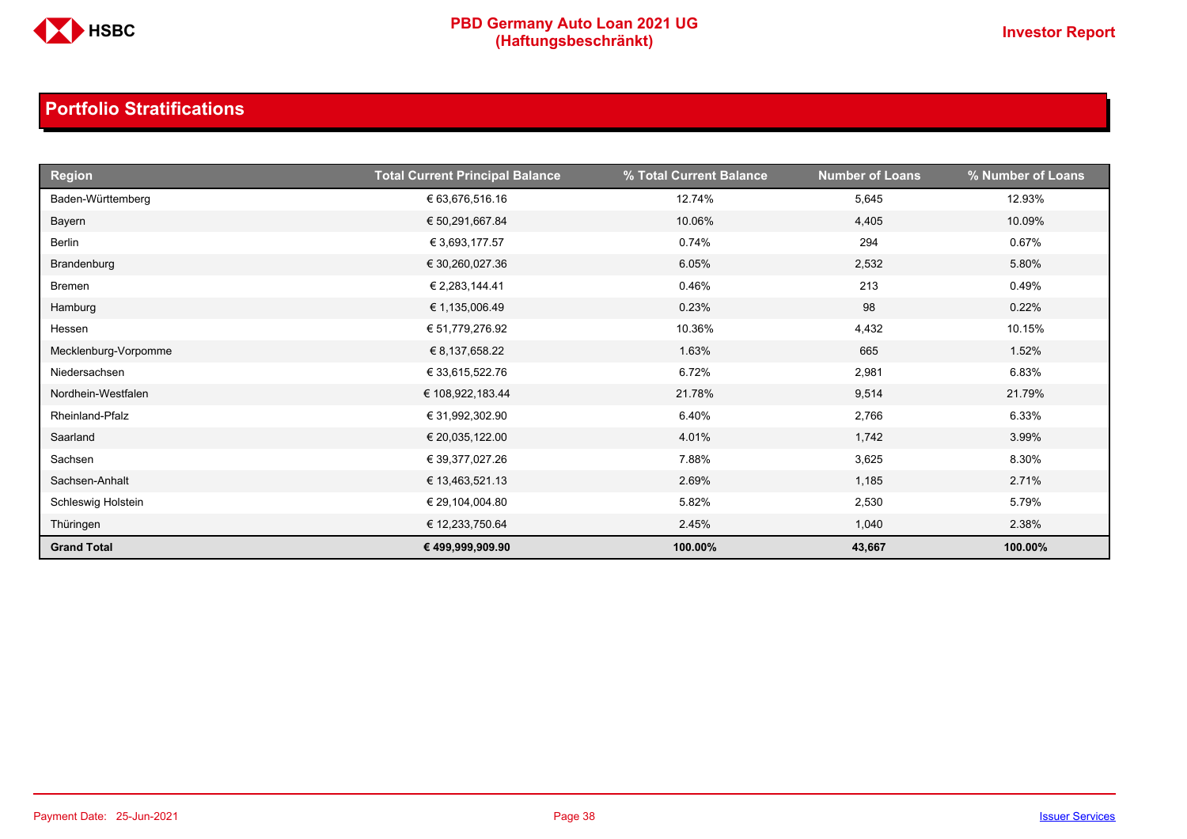## Portfolio Stratifications

| Region | Total Current Principal Balance | % Total Current Balance | Number of Loans | % Number of Loans |
|---|---|---|---|---|
| Baden-Württemberg | € 63,676,516.16 | 12.74% | 5,645 | 12.93% |
| Bayern | € 50,291,667.84 | 10.06% | 4,405 | 10.09% |
| Berlin | € 3,693,177.57 | 0.74% | 294 | 0.67% |
| Brandenburg | € 30,260,027.36 | 6.05% | 2,532 | 5.80% |
| Bremen | € 2,283,144.41 | 0.46% | 213 | 0.49% |
| Hamburg | € 1,135,006.49 | 0.23% | 98 | 0.22% |
| Hessen | € 51,779,276.92 | 10.36% | 4,432 | 10.15% |
| Mecklenburg-Vorpomme | € 8,137,658.22 | 1.63% | 665 | 1.52% |
| Niedersachsen | € 33,615,522.76 | 6.72% | 2,981 | 6.83% |
| Nordhein-Westfalen | € 108,922,183.44 | 21.78% | 9,514 | 21.79% |
| Rheinland-Pfalz | € 31,992,302.90 | 6.40% | 2,766 | 6.33% |
| Saarland | € 20,035,122.00 | 4.01% | 1,742 | 3.99% |
| Sachsen | € 39,377,027.26 | 7.88% | 3,625 | 8.30% |
| Sachsen-Anhalt | € 13,463,521.13 | 2.69% | 1,185 | 2.71% |
| Schleswig Holstein | € 29,104,004.80 | 5.82% | 2,530 | 5.79% |
| Thüringen | € 12,233,750.64 | 2.45% | 1,040 | 2.38% |
| **Grand Total** | **€ 499,999,909.90** | **100.00%** | **43,667** | **100.00%** |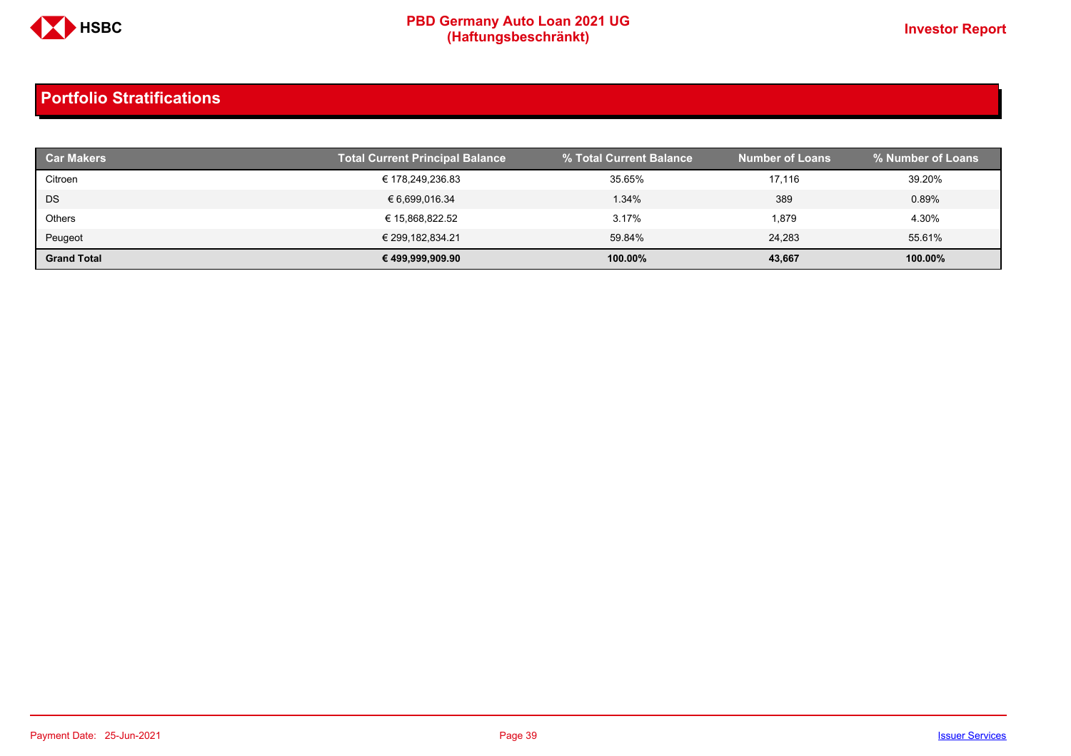## Portfolio Stratifications

| Car Makers | Total Current Principal Balance | % Total Current Balance | Number of Loans | % Number of Loans |
|---|---|---|---|---|
| Citroen | € 178,249,236.83 | 35.65% | 17,116 | 39.20% |
| DS | € 6,699,016.34 | 1.34% | 389 | 0.89% |
| Others | € 15,868,822.52 | 3.17% | 1,879 | 4.30% |
| Peugeot | € 299,182,834.21 | 59.84% | 24,283 | 55.61% |
| **Grand Total** | **€ 499,999,909.90** | **100.00%** | **43,667** | **100.00%** |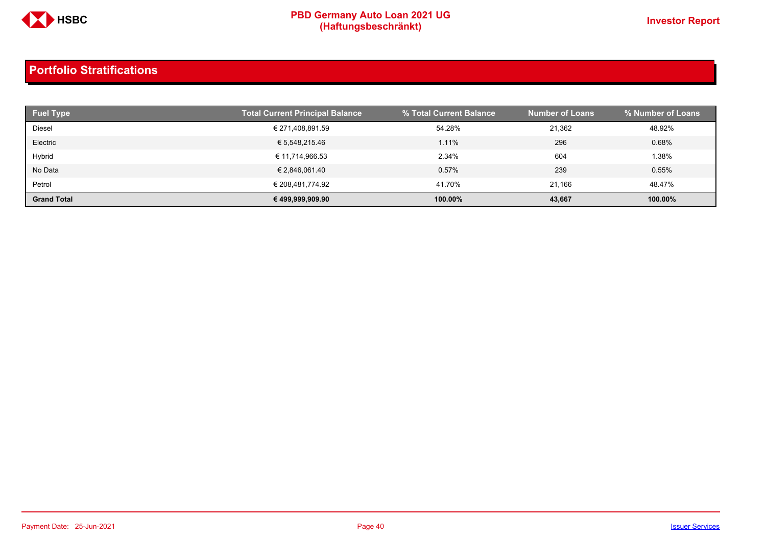## Portfolio Stratifications

| Fuel Type | Total Current Principal Balance | % Total Current Balance | Number of Loans | % Number of Loans |
|---|---|---|---|---|
| Diesel | € 271,408,891.59 | 54.28% | 21,362 | 48.92% |
| Electric | € 5,548,215.46 | 1.11% | 296 | 0.68% |
| Hybrid | € 11,714,966.53 | 2.34% | 604 | 1.38% |
| No Data | € 2,846,061.40 | 0.57% | 239 | 0.55% |
| Petrol | € 208,481,774.92 | 41.70% | 21,166 | 48.47% |
| **Grand Total** | **€ 499,999,909.90** | **100.00%** | **43,667** | **100.00%** |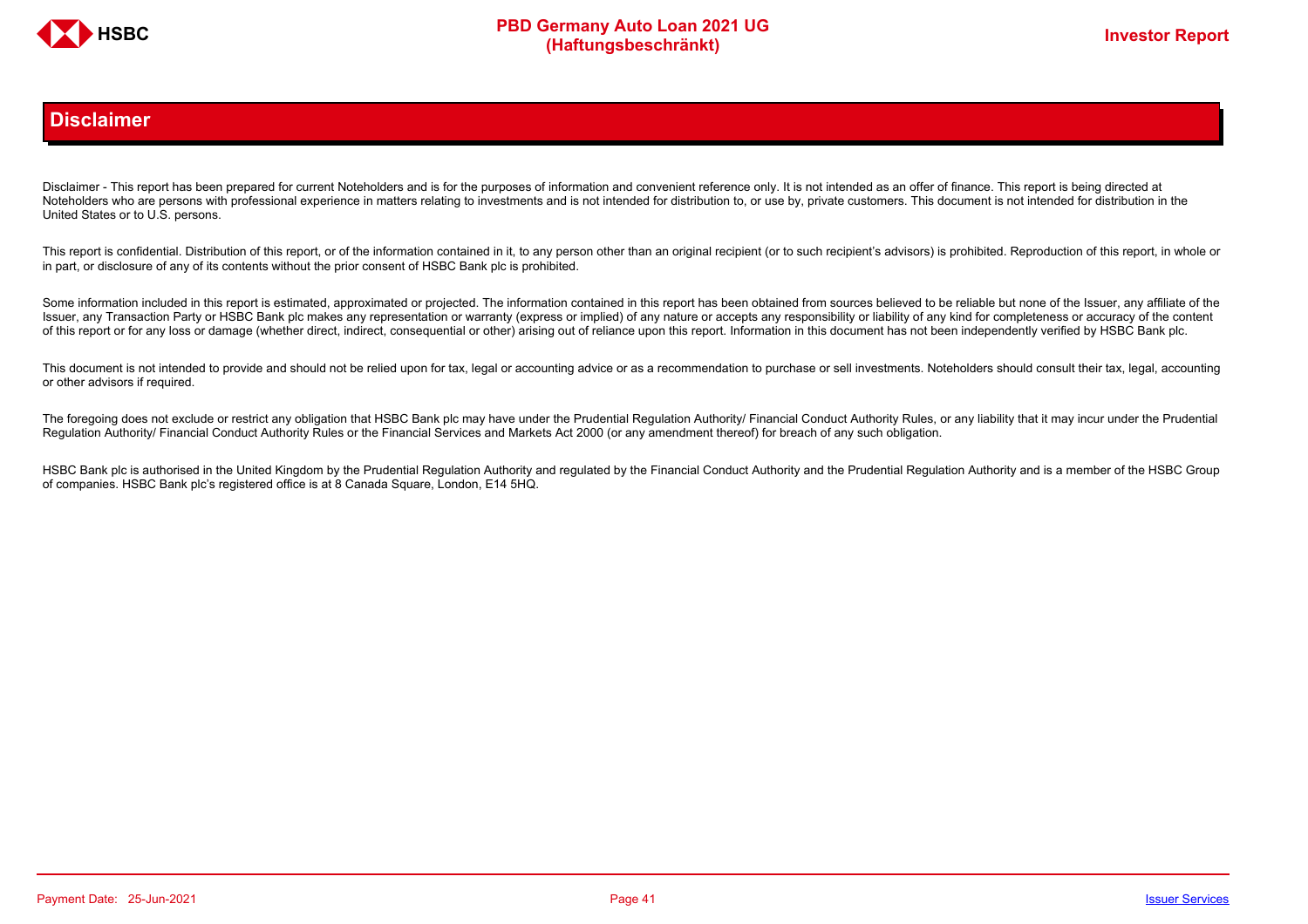## Disclaimer

Disclaimer - This report has been prepared for current Noteholders and is for the purposes of information and convenient reference only. It is not intended as an offer of finance. This report is being directed at Noteholders who are persons with professional experience in matters relating to investments and is not intended for distribution to, or use by, private customers. This document is not intended for distribution in the United States or to U.S. persons.

This report is confidential. Distribution of this report, or of the information contained in it, to any person other than an original recipient (or to such recipient's advisors) is prohibited. Reproduction of this report, in whole or in part, or disclosure of any of its contents without the prior consent of HSBC Bank plc is prohibited.

Some information included in this report is estimated, approximated or projected. The information contained in this report has been obtained from sources believed to be reliable but none of the Issuer, any affiliate of the Issuer, any Transaction Party or HSBC Bank plc makes any representation or warranty (express or implied) of any nature or accepts any responsibility or liability of any kind for completeness or accuracy of the content of this report or for any loss or damage (whether direct, indirect, consequential or other) arising out of reliance upon this report. Information in this document has not been independently verified by HSBC Bank plc.

This document is not intended to provide and should not be relied upon for tax, legal or accounting advice or as a recommendation to purchase or sell investments. Noteholders should consult their tax, legal, accounting or other advisors if required.

The foregoing does not exclude or restrict any obligation that HSBC Bank plc may have under the Prudential Regulation Authority/ Financial Conduct Authority Rules, or any liability that it may incur under the Prudential Regulation Authority/ Financial Conduct Authority Rules or the Financial Services and Markets Act 2000 (or any amendment thereof) for breach of any such obligation.

HSBC Bank plc is authorised in the United Kingdom by the Prudential Regulation Authority and regulated by the Financial Conduct Authority and the Prudential Regulation Authority and is a member of the HSBC Group of companies. HSBC Bank plc's registered office is at 8 Canada Square, London, E14 5HQ.